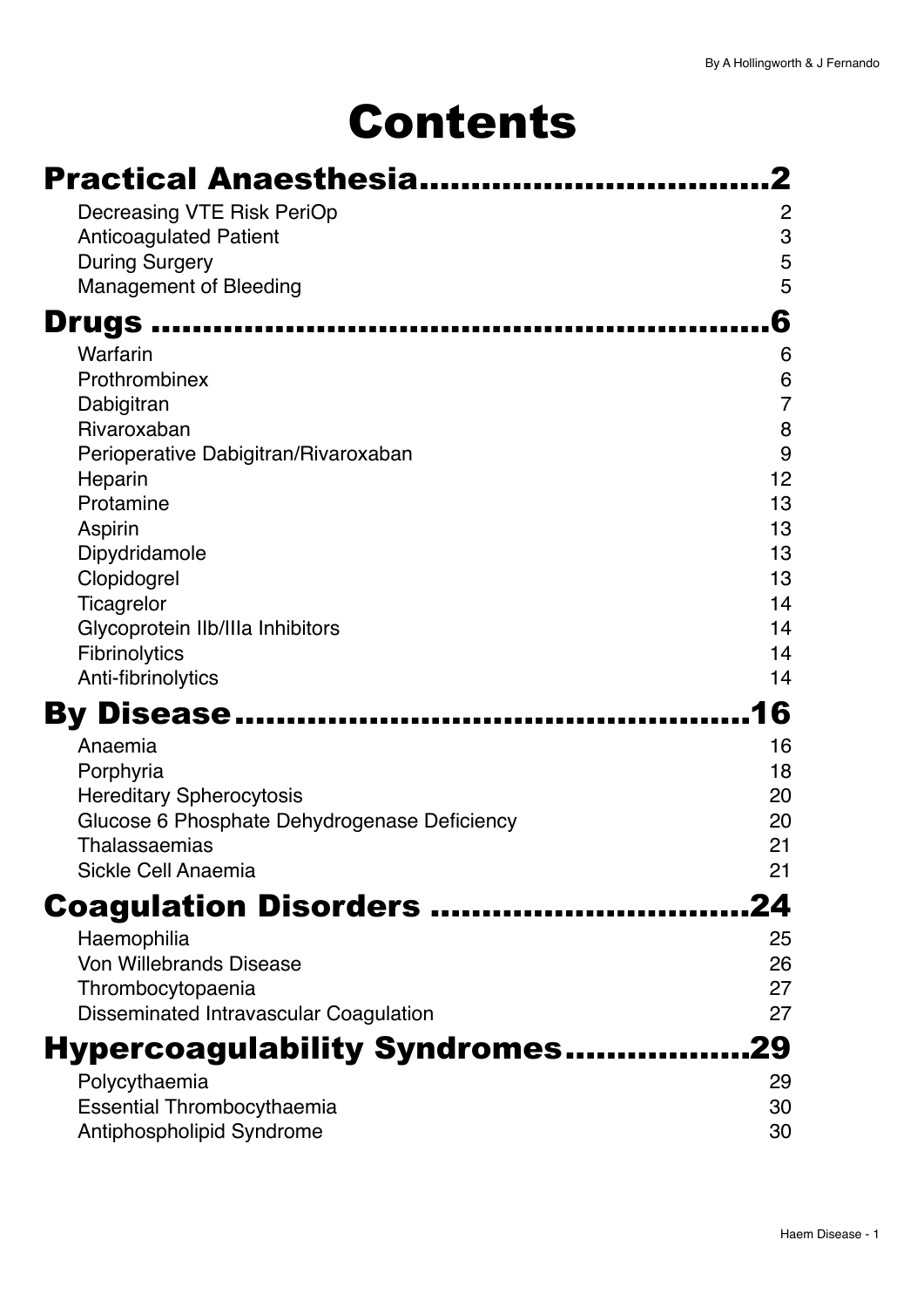# Contents

## Practical Anaesthesia..................................2

- Decreasing VTE Risk PeriOp 2
- Anticoagulated Patient 3
- During Surgery 5
- Management of Bleeding 5

## Drugs ............................................................6

- Warfarin 6
- Prothrombinex 6
- Dabigitran 7
- Rivaroxaban 8
- Perioperative Dabigitran/Rivaroxaban 9
- Heparin 12
- Protamine 13
- Aspirin 13
- Dipydridamole 13
- Clopidogrel 13
- Ticagrelor 14
- Glycoprotein IIb/IIIa Inhibitors 14
- Fibrinolytics 14
- Anti-fibrinolytics 14

## By Disease..................................................16

- Anaemia 16
- Porphyria 18
- Hereditary Spherocytosis 20
- Glucose 6 Phosphate Dehydrogenase Deficiency 20
- Thalassaemias 21
- Sickle Cell Anaemia 21

## Coagulation Disorders ...............................24

- Haemophilia 25
- Von Willebrands Disease 26
- Thrombocytopaenia 27
- Disseminated Intravascular Coagulation 27

## Hypercoagulability Syndromes..................29

- Polycythaemia 29
- Essential Thrombocythaemia 30
- Antiphospholipid Syndrome 30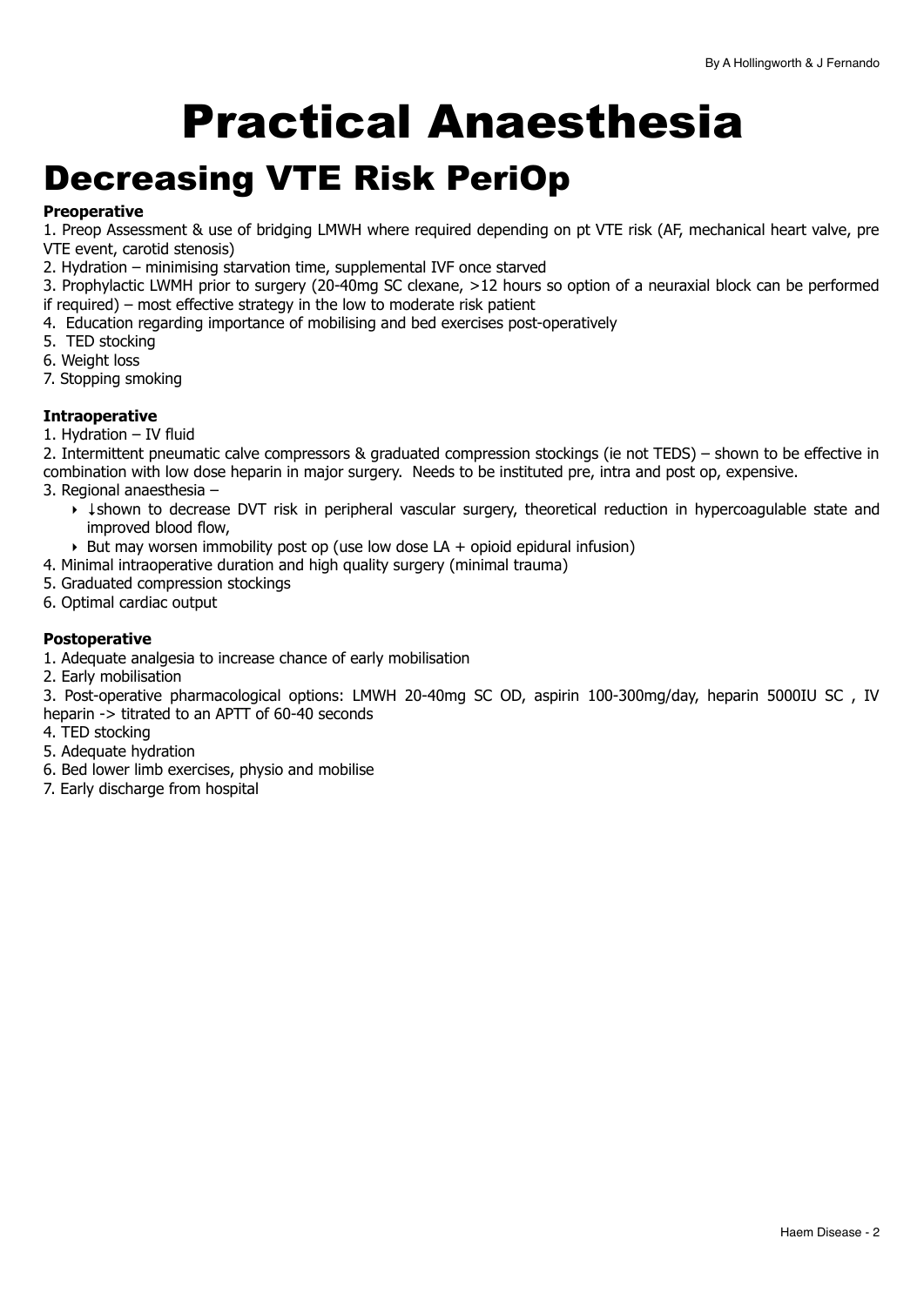# Practical Anaesthesia

## Decreasing VTE Risk PeriOp

**Preoperative**

1. Preop Assessment & use of bridging LMWH where required depending on pt VTE risk (AF, mechanical heart valve, pre VTE event, carotid stenosis)
2. Hydration – minimising starvation time, supplemental IVF once starved
3. Prophylactic LWMH prior to surgery (20-40mg SC clexane, >12 hours so option of a neuraxial block can be performed if required) – most effective strategy in the low to moderate risk patient
4. Education regarding importance of mobilising and bed exercises post-operatively
5. TED stocking
6. Weight loss
7. Stopping smoking

**Intraoperative**

1. Hydration – IV fluid
2. Intermittent pneumatic calve compressors & graduated compression stockings (ie not TEDS) – shown to be effective in combination with low dose heparin in major surgery. Needs to be instituted pre, intra and post op, expensive.
3. Regional anaesthesia –
    - ↓shown to decrease DVT risk in peripheral vascular surgery, theoretical reduction in hypercoagulable state and improved blood flow,
    - But may worsen immobility post op (use low dose LA + opioid epidural infusion)
4. Minimal intraoperative duration and high quality surgery (minimal trauma)
5. Graduated compression stockings
6. Optimal cardiac output

**Postoperative**

1. Adequate analgesia to increase chance of early mobilisation
2. Early mobilisation
3. Post-operative pharmacological options: LMWH 20-40mg SC OD, aspirin 100-300mg/day, heparin 5000IU SC , IV heparin -> titrated to an APTT of 60-40 seconds
4. TED stocking
5. Adequate hydration
6. Bed lower limb exercises, physio and mobilise
7. Early discharge from hospital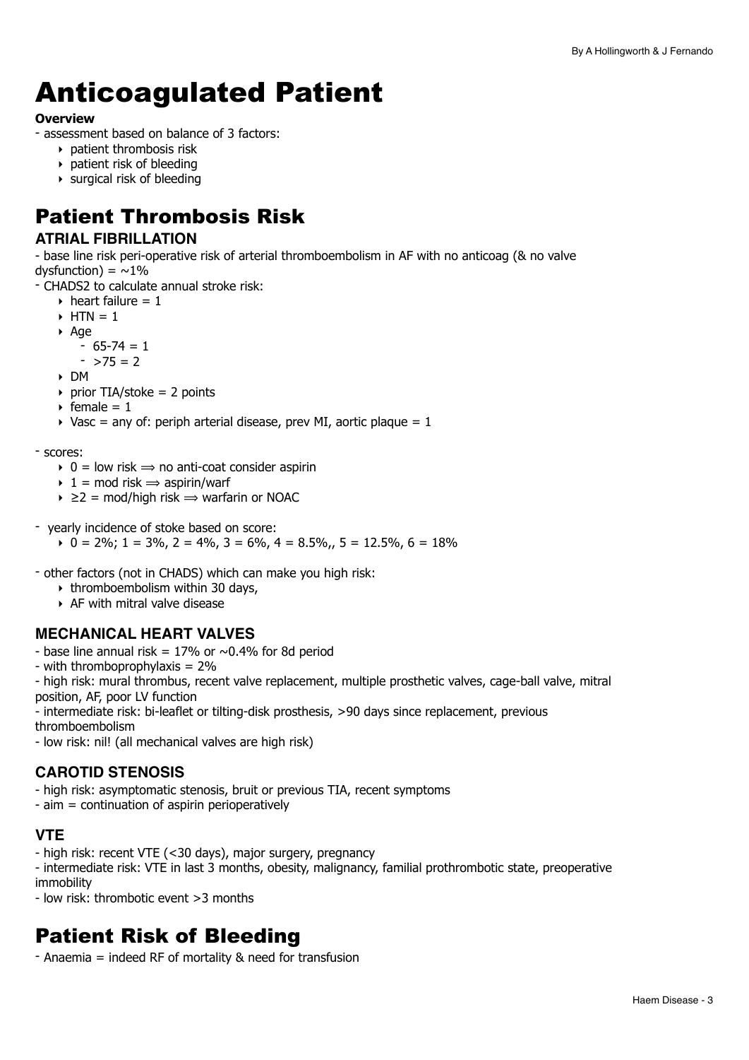# Anticoagulated Patient

**Overview**

- assessment based on balance of 3 factors:
    - patient thrombosis risk
    - patient risk of bleeding
    - surgical risk of bleeding

## Patient Thrombosis Risk

### ATRIAL FIBRILLATION

- base line risk peri-operative risk of arterial thromboembolism in AF with no anticoag (& no valve dysfunction) = ~1%
- CHADS2 to calculate annual stroke risk:
    - heart failure = 1
    - HTN = 1
    - Age
        - 65-74 = 1
        - >75 = 2
    - DM
    - prior TIA/stoke = 2 points
    - female = 1
    - Vasc = any of: periph arterial disease, prev MI, aortic plaque = 1

- scores:
    - 0 = low risk ⟹ no anti-coat consider aspirin
    - 1 = mod risk ⟹ aspirin/warf
    - ≥2 = mod/high risk ⟹ warfarin or NOAC

- yearly incidence of stoke based on score:
    - 0 = 2%; 1 = 3%, 2 = 4%, 3 = 6%, 4 = 8.5%,, 5 = 12.5%, 6 = 18%

- other factors (not in CHADS) which can make you high risk:
    - thromboembolism within 30 days,
    - AF with mitral valve disease

### MECHANICAL HEART VALVES

- base line annual risk = 17% or ~0.4% for 8d period
- with thromboprophylaxis = 2%
- high risk: mural thrombus, recent valve replacement, multiple prosthetic valves, cage-ball valve, mitral position, AF, poor LV function
- intermediate risk: bi-leaflet or tilting-disk prosthesis, >90 days since replacement, previous thromboembolism
- low risk: nil! (all mechanical valves are high risk)

### CAROTID STENOSIS

- high risk: asymptomatic stenosis, bruit or previous TIA, recent symptoms
- aim = continuation of aspirin perioperatively

### VTE

- high risk: recent VTE (<30 days), major surgery, pregnancy
- intermediate risk: VTE in last 3 months, obesity, malignancy, familial prothrombotic state, preoperative immobility
- low risk: thrombotic event >3 months

## Patient Risk of Bleeding

- Anaemia = indeed RF of mortality & need for transfusion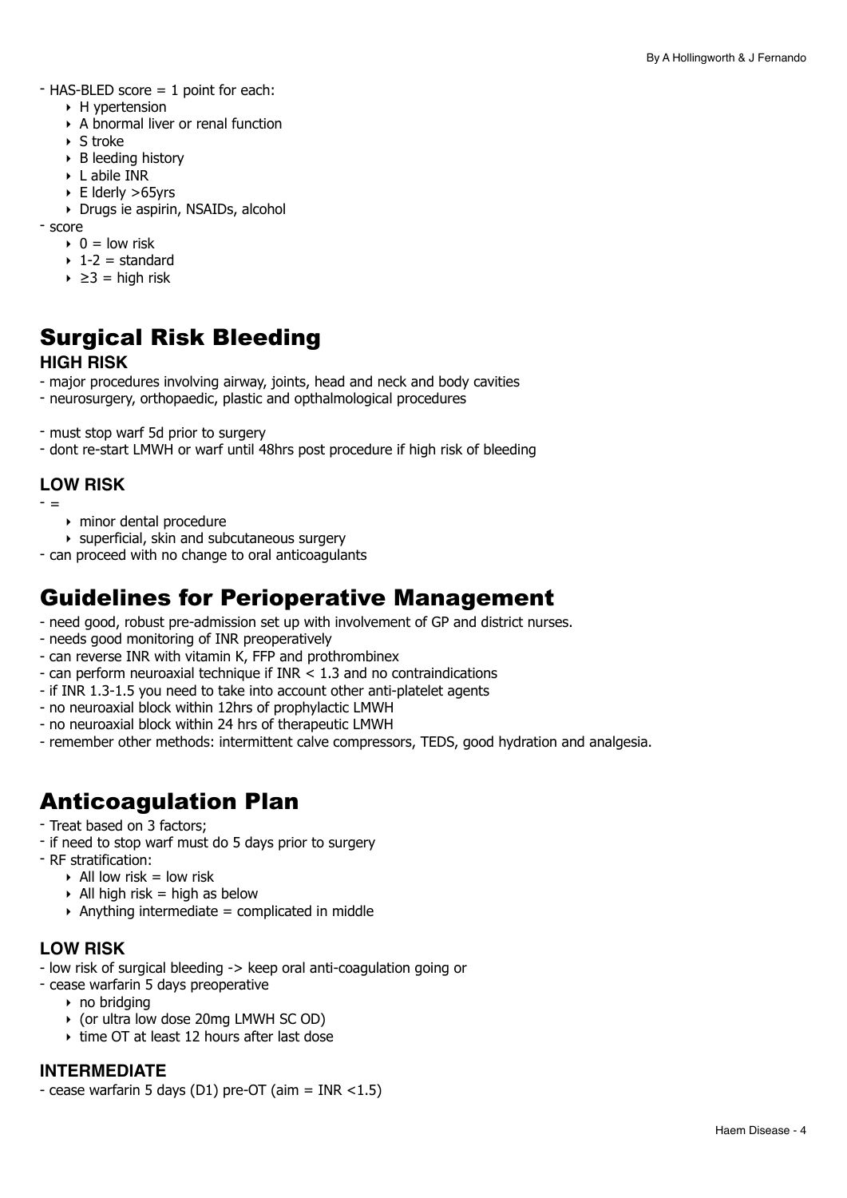- HAS-BLED score = 1 point for each:
    - H ypertension
    - A bnormal liver or renal function
    - S troke
    - B leeding history
    - L abile INR
    - E lderly >65yrs
    - Drugs ie aspirin, NSAIDs, alcohol
- score
    - 0 = low risk
    - 1-2 = standard
    - ≥3 = high risk

# Surgical Risk Bleeding

### HIGH RISK

- major procedures involving airway, joints, head and neck and body cavities
- neurosurgery, orthopaedic, plastic and opthalmological procedures

- must stop warf 5d prior to surgery
- dont re-start LMWH or warf until 48hrs post procedure if high risk of bleeding

### LOW RISK

- =
    - minor dental procedure
    - superficial, skin and subcutaneous surgery
- can proceed with no change to oral anticoagulants

# Guidelines for Perioperative Management

- need good, robust pre-admission set up with involvement of GP and district nurses.
- needs good monitoring of INR preoperatively
- can reverse INR with vitamin K, FFP and prothrombinex
- can perform neuroaxial technique if INR < 1.3 and no contraindications
- if INR 1.3-1.5 you need to take into account other anti-platelet agents
- no neuroaxial block within 12hrs of prophylactic LMWH
- no neuroaxial block within 24 hrs of therapeutic LMWH
- remember other methods: intermittent calve compressors, TEDS, good hydration and analgesia.

# Anticoagulation Plan

- Treat based on 3 factors;
- if need to stop warf must do 5 days prior to surgery
- RF stratification:
    - All low risk = low risk
    - All high risk = high as below
    - Anything intermediate = complicated in middle

### LOW RISK

- low risk of surgical bleeding -> keep oral anti-coagulation going or
- cease warfarin 5 days preoperative
    - no bridging
    - (or ultra low dose 20mg LMWH SC OD)
    - time OT at least 12 hours after last dose

### INTERMEDIATE

- cease warfarin 5 days (D1) pre-OT (aim = INR <1.5)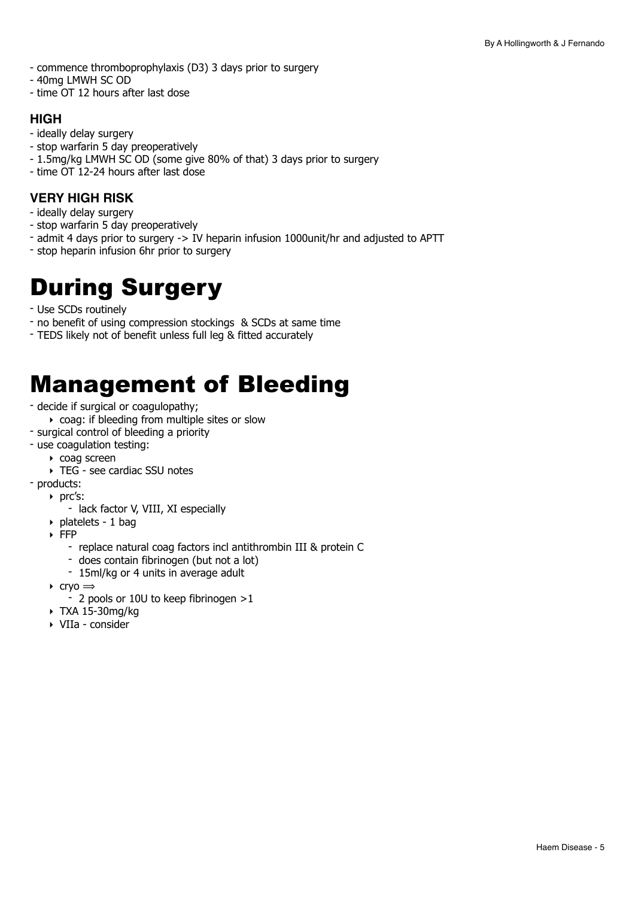- commence thromboprophylaxis (D3) 3 days prior to surgery
- 40mg LMWH SC OD
- time OT 12 hours after last dose

### HIGH

- ideally delay surgery
- stop warfarin 5 day preoperatively
- 1.5mg/kg LMWH SC OD (some give 80% of that) 3 days prior to surgery
- time OT 12-24 hours after last dose

### VERY HIGH RISK

- ideally delay surgery
- stop warfarin 5 day preoperatively
- admit 4 days prior to surgery -> IV heparin infusion 1000unit/hr and adjusted to APTT
- stop heparin infusion 6hr prior to surgery

# During Surgery

- Use SCDs routinely
- no benefit of using compression stockings & SCDs at same time
- TEDS likely not of benefit unless full leg & fitted accurately

# Management of Bleeding

- decide if surgical or coagulopathy;
  - coag: if bleeding from multiple sites or slow
- surgical control of bleeding a priority
- use coagulation testing:
  - coag screen
  - TEG - see cardiac SSU notes
- products:
  - prc's:
    - lack factor V, VIII, XI especially
  - platelets - 1 bag
  - FFP
    - replace natural coag factors incl antithrombin III & protein C
    - does contain fibrinogen (but not a lot)
    - 15ml/kg or 4 units in average adult
  - cryo ⟹
    - 2 pools or 10U to keep fibrinogen >1
  - TXA 15-30mg/kg
  - VIIa - consider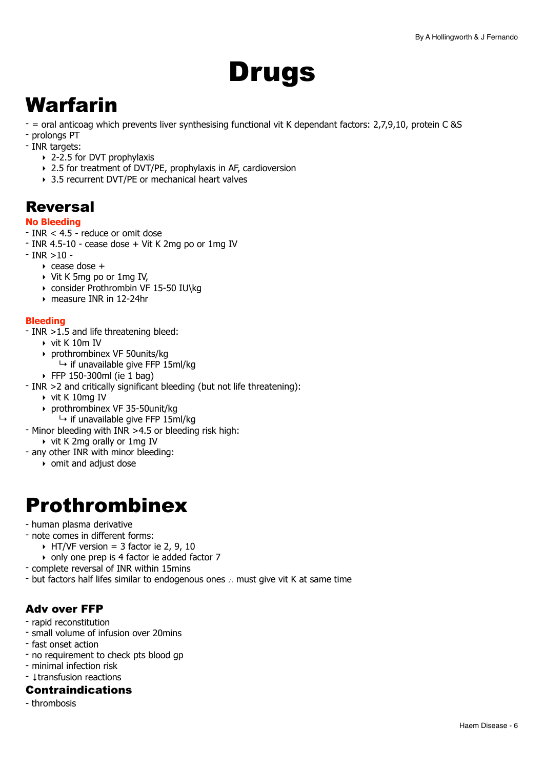# Drugs

# Warfarin

- = oral anticoag which prevents liver synthesising functional vit K dependant factors: 2,7,9,10, protein C &S
- prolongs PT
- INR targets:
    - 2-2.5 for DVT prophylaxis
    - 2.5 for treatment of DVT/PE, prophylaxis in AF, cardioversion
    - 3.5 recurrent DVT/PE or mechanical heart valves

## Reversal

**No Bleeding**

- INR < 4.5 - reduce or omit dose
- INR 4.5-10 - cease dose + Vit K 2mg po or 1mg IV
- INR >10 -
    - cease dose +
    - Vit K 5mg po or 1mg IV,
    - consider Prothrombin VF 15-50 IU\kg
    - measure INR in 12-24hr

**Bleeding**

- INR >1.5 and life threatening bleed:
    - vit K 10m IV
    - prothrombinex VF 50units/kg
        - ↳ if unavailable give FFP 15ml/kg
    - FFP 150-300ml (ie 1 bag)
- INR >2 and critically significant bleeding (but not life threatening):
    - vit K 10mg IV
    - prothrombinex VF 35-50unit/kg
        - ↳ if unavailable give FFP 15ml/kg
- Minor bleeding with INR >4.5 or bleeding risk high:
    - vit K 2mg orally or 1mg IV
- any other INR with minor bleeding:
    - omit and adjust dose

# Prothrombinex

- human plasma derivative
- note comes in different forms:
    - HT/VF version = 3 factor ie 2, 9, 10
    - only one prep is 4 factor ie added factor 7
- complete reversal of INR within 15mins
- but factors half lifes similar to endogenous ones ∴ must give vit K at same time

### Adv over FFP

- rapid reconstitution
- small volume of infusion over 20mins
- fast onset action
- no requirement to check pts blood gp
- minimal infection risk
- ↓transfusion reactions

### Contraindications

- thrombosis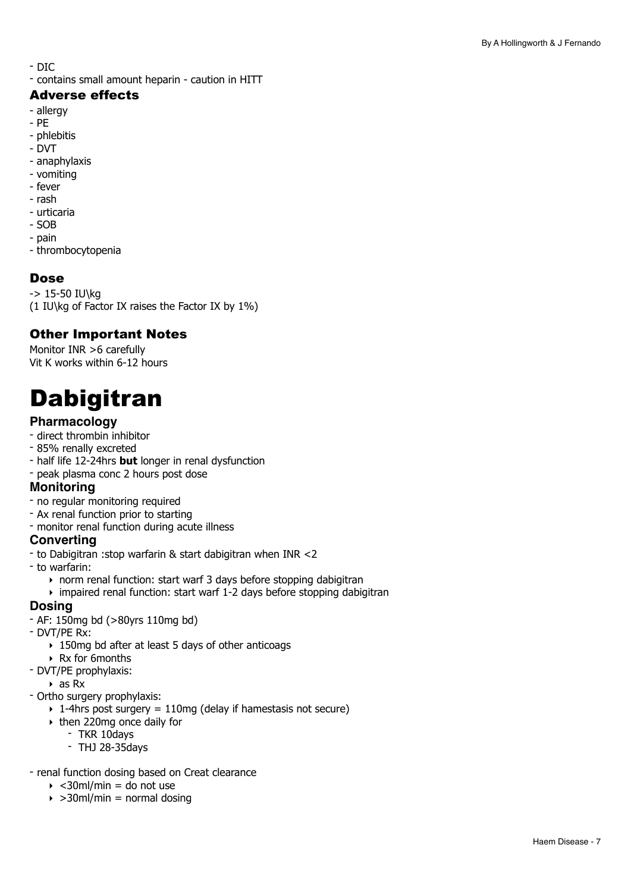- DIC
- contains small amount heparin - caution in HITT

### Adverse effects

- allergy
- PE
- phlebitis
- DVT
- anaphylaxis
- vomiting
- fever
- rash
- urticaria
- SOB
- pain
- thrombocytopenia

### Dose

-> 15-50 IU\kg
(1 IU\kg of Factor IX raises the Factor IX by 1%)

### Other Important Notes

Monitor INR >6 carefully
Vit K works within 6-12 hours

# Dabigitran

### Pharmacology

- direct thrombin inhibitor
- 85% renally excreted
- half life 12-24hrs **but** longer in renal dysfunction
- peak plasma conc 2 hours post dose

### Monitoring

- no regular monitoring required
- Ax renal function prior to starting
- monitor renal function during acute illness

### Converting

- to Dabigitran :stop warfarin & start dabigitran when INR <2
- to warfarin:
    - norm renal function: start warf 3 days before stopping dabigitran
    - impaired renal function: start warf 1-2 days before stopping dabigitran

### Dosing

- AF: 150mg bd (>80yrs 110mg bd)
- DVT/PE Rx:
    - 150mg bd after at least 5 days of other anticoags
    - Rx for 6months
- DVT/PE prophylaxis:
    - as Rx
- Ortho surgery prophylaxis:
    - 1-4hrs post surgery = 110mg (delay if hamestasis not secure)
    - then 220mg once daily for
        - TKR 10days
        - THJ 28-35days

- renal function dosing based on Creat clearance
    - <30ml/min = do not use
    - >30ml/min = normal dosing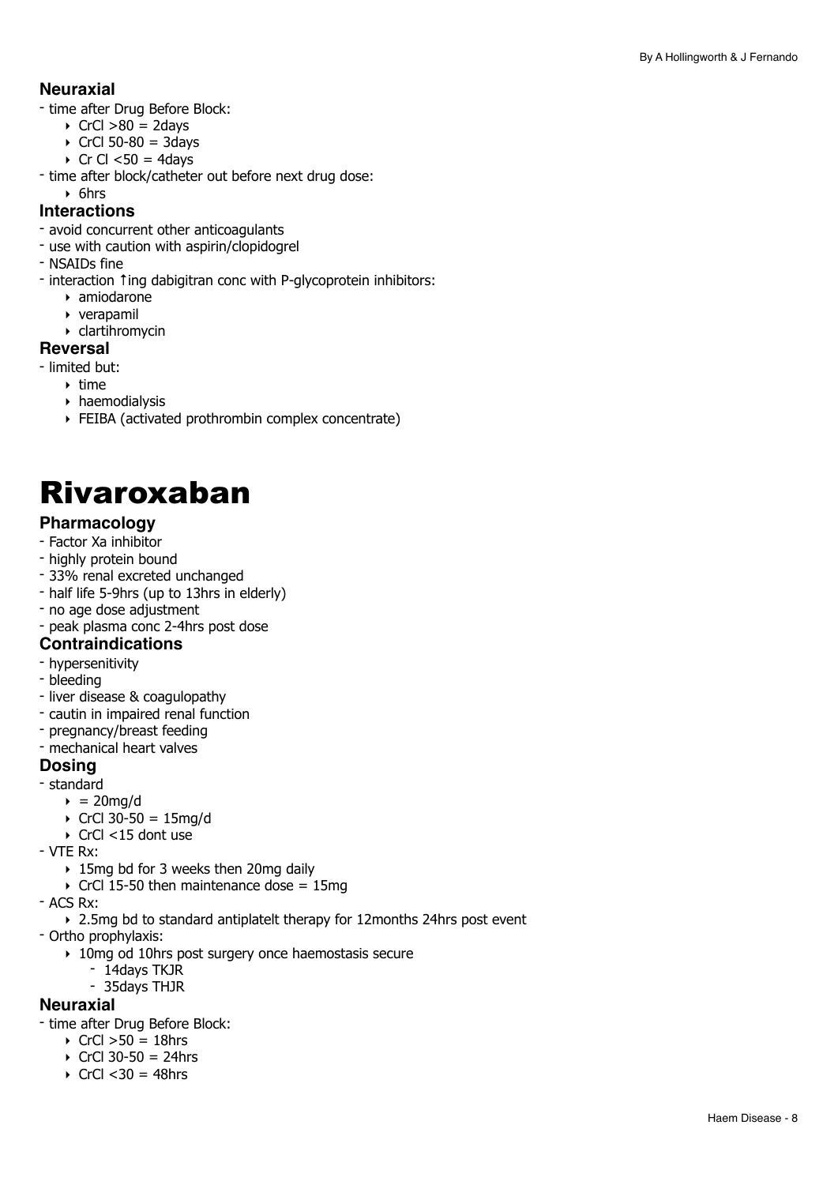### Neuraxial

- time after Drug Before Block:
  - CrCl >80 = 2days
  - CrCl 50-80 = 3days
  - Cr Cl <50 = 4days
- time after block/catheter out before next drug dose:
  - 6hrs

### Interactions

- avoid concurrent other anticoagulants
- use with caution with aspirin/clopidogrel
- NSAIDs fine
- interaction ↑ing dabigitran conc with P-glycoprotein inhibitors:
  - amiodarone
  - verapamil
  - clartihromycin

### Reversal

- limited but:
  - time
  - haemodialysis
  - FEIBA (activated prothrombin complex concentrate)

# Rivaroxaban

### Pharmacology

- Factor Xa inhibitor
- highly protein bound
- 33% renal excreted unchanged
- half life 5-9hrs (up to 13hrs in elderly)
- no age dose adjustment
- peak plasma conc 2-4hrs post dose

### Contraindications

- hypersenitivity
- bleeding
- liver disease & coagulopathy
- cautin in impaired renal function
- pregnancy/breast feeding
- mechanical heart valves

### Dosing

- standard
  - = 20mg/d
  - CrCl 30-50 = 15mg/d
  - CrCl <15 dont use
- VTE Rx:
  - 15mg bd for 3 weeks then 20mg daily
  - CrCl 15-50 then maintenance dose = 15mg
- ACS Rx:
  - 2.5mg bd to standard antiplatelt therapy for 12months 24hrs post event
- Ortho prophylaxis:
  - 10mg od 10hrs post surgery once haemostasis secure
    - 14days TKJR
    - 35days THJR

### Neuraxial

- time after Drug Before Block:
  - CrCl >50 = 18hrs
  - CrCl 30-50 = 24hrs
  - CrCl <30 = 48hrs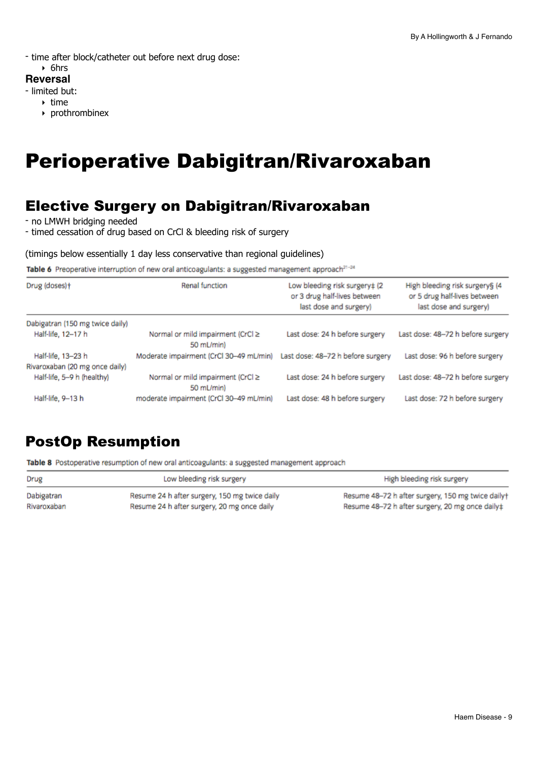- time after block/catheter out before next drug dose:
    - 6hrs

**Reversal**

- limited but:
    - time
    - prothrombinex

# Perioperative Dabigitran/Rivaroxaban

## Elective Surgery on Dabigitran/Rivaroxaban

- no LMWH bridging needed
- timed cessation of drug based on CrCl & bleeding risk of surgery

(timings below essentially 1 day less conservative than regional guidelines)

**Table 6** Preoperative interruption of new oral anticoagulants: a suggested management approach[21–24]

| Drug (doses)† | Renal function | Low bleeding risk surgery‡ (2 or 3 drug half-lives between last dose and surgery) | High bleeding risk surgery§ (4 or 5 drug half-lives between last dose and surgery) |
|---|---|---|---|
| Dabigatran (150 mg twice daily) | | | |
| Half-life, 12–17 h | Normal or mild impairment (CrCl ≥ 50 mL/min) | Last dose: 24 h before surgery | Last dose: 48–72 h before surgery |
| Half-life, 13–23 h | Moderate impairment (CrCl 30–49 mL/min) | Last dose: 48–72 h before surgery | Last dose: 96 h before surgery |
| Rivaroxaban (20 mg once daily) | | | |
| Half-life, 5–9 h (healthy) | Normal or mild impairment (CrCl ≥ 50 mL/min) | Last dose: 24 h before surgery | Last dose: 48–72 h before surgery |
| Half-life, 9–13 h | moderate impairment (CrCl 30–49 mL/min) | Last dose: 48 h before surgery | Last dose: 72 h before surgery |

## PostOp Resumption

**Table 8** Postoperative resumption of new oral anticoagulants: a suggested management approach

| Drug | Low bleeding risk surgery | High bleeding risk surgery |
|---|---|---|
| Dabigatran | Resume 24 h after surgery, 150 mg twice daily | Resume 48–72 h after surgery, 150 mg twice daily† |
| Rivaroxaban | Resume 24 h after surgery, 20 mg once daily | Resume 48–72 h after surgery, 20 mg once daily‡ |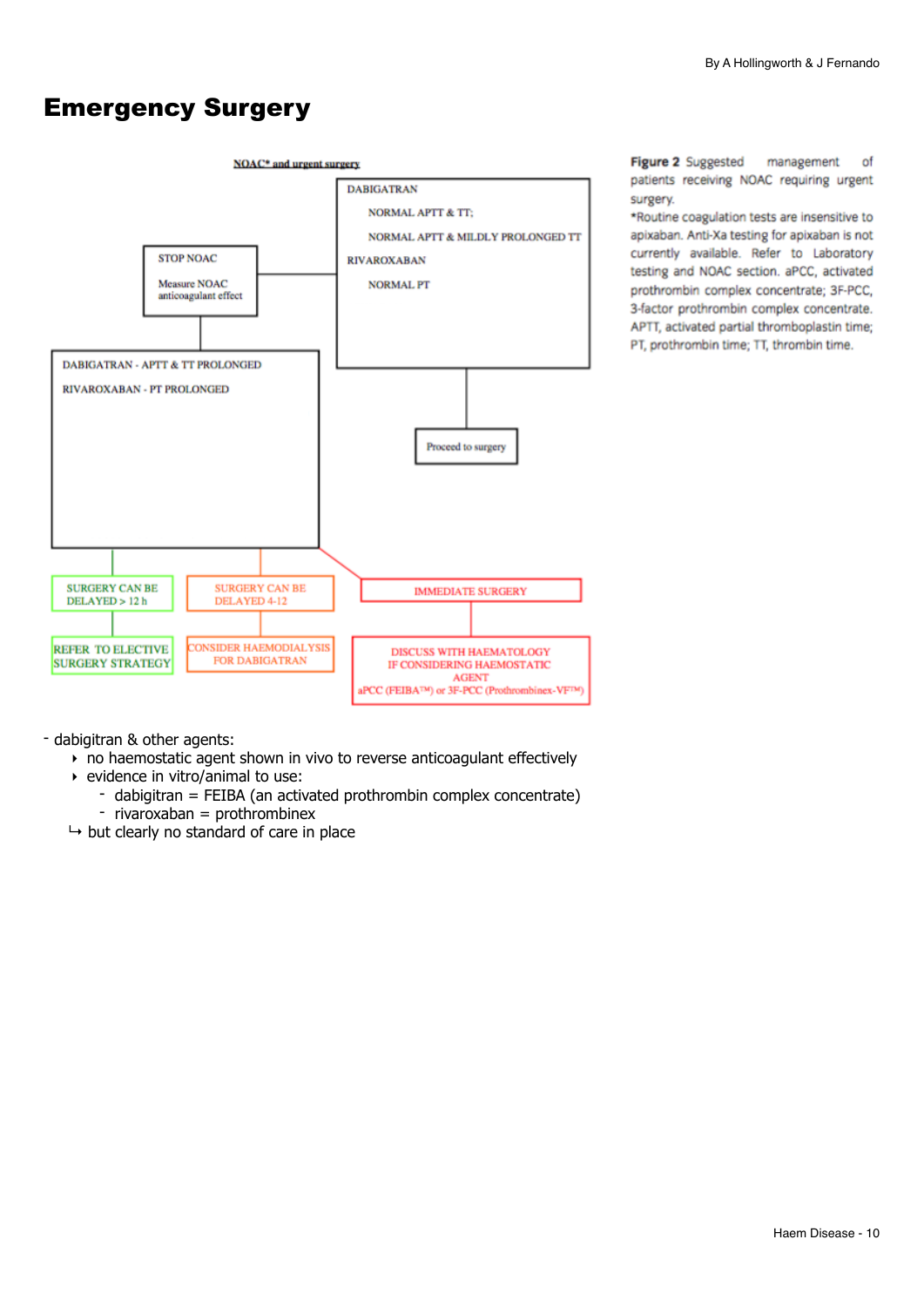# Emergency Surgery

NOAC* and urgent surgery

STOP NOAC

Measure NOAC anticoagulant effect

DABIGATRAN

NORMAL APTT & TT;

NORMAL APTT & MILDLY PROLONGED TT

RIVAROXABAN

NORMAL PT

Proceed to surgery

DABIGATRAN - APTT & TT PROLONGED

RIVAROXABAN - PT PROLONGED

SURGERY CAN BE DELAYED > 12 h

REFER TO ELECTIVE SURGERY STRATEGY

SURGERY CAN BE DELAYED 4-12

CONSIDER HAEMODIALYSIS FOR DABIGATRAN

IMMEDIATE SURGERY

DISCUSS WITH HAEMATOLOGY IF CONSIDERING HAEMOSTATIC AGENT aPCC (FEIBA™) or 3F-PCC (Prothrombinex-VF™)

**Figure 2** Suggested management of patients receiving NOAC requiring urgent surgery.
*Routine coagulation tests are insensitive to apixaban. Anti-Xa testing for apixaban is not currently available. Refer to Laboratory testing and NOAC section. aPCC, activated prothrombin complex concentrate; 3F-PCC, 3-factor prothrombin complex concentrate. APTT, activated partial thromboplastin time; PT, prothrombin time; TT, thrombin time.

- dabigitran & other agents:
  - no haemostatic agent shown in vivo to reverse anticoagulant effectively
  - evidence in vitro/animal to use:
    - dabigitran = FEIBA (an activated prothrombin complex concentrate)
    - rivaroxaban = prothrombinex
  
  ↳ but clearly no standard of care in place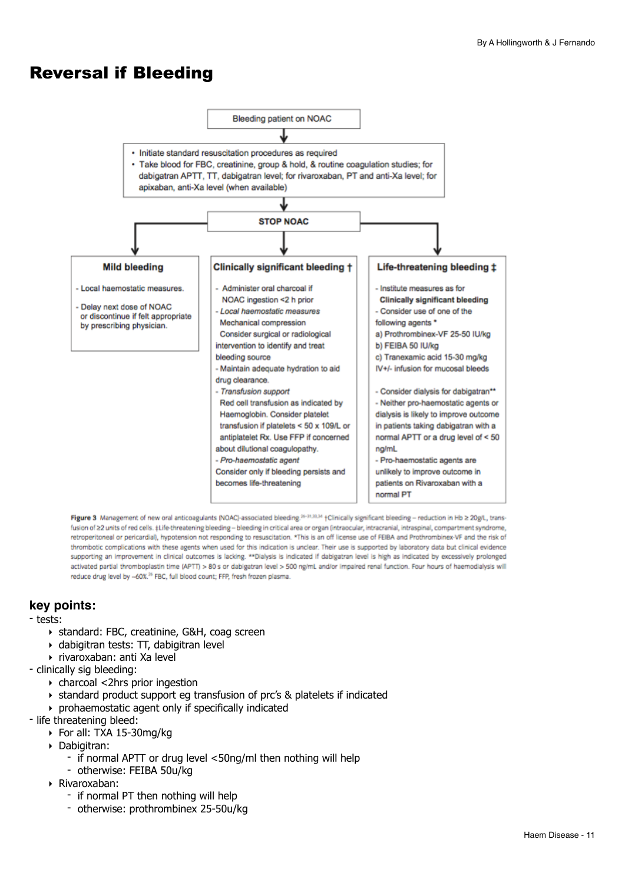# Reversal if Bleeding

Bleeding patient on NOAC

- Initiate standard resuscitation procedures as required
- Take blood for FBC, creatinine, group & hold, & routine coagulation studies; for dabigatran APTT, TT, dabigatran level; for rivaroxaban, PT and anti-Xa level; for apixaban, anti-Xa level (when available)

**STOP NOAC**

| Mild bleeding | Clinically significant bleeding † | Life-threatening bleeding ‡ |
|---|---|---|
| - Local haemostatic measures.<br>- Delay next dose of NOAC or discontinue if felt appropriate by prescribing physician. | - Administer oral charcoal if NOAC ingestion <2 h prior<br>- *Local haemostatic measures*<br>Mechanical compression<br>Consider surgical or radiological intervention to identify and treat bleeding source<br>- Maintain adequate hydration to aid drug clearance.<br>- *Transfusion support*<br>Red cell transfusion as indicated by Haemoglobin. Consider platelet transfusion if platelets < 50 x 109/L or antiplatelet Rx. Use FFP if concerned about dilutional coagulopathy.<br>- *Pro-haemostatic agent*<br>Consider only if bleeding persists and becomes life-threatening | - Institute measures as for **Clinically significant bleeding**<br>- Consider use of one of the following agents *<br>a) Prothrombinex-VF 25-50 IU/kg<br>b) FEIBA 50 IU/kg<br>c) Tranexamic acid 15-30 mg/kg IV+/- infusion for mucosal bleeds<br>- Consider dialysis for dabigatran**<br>- Neither pro-haemostatic agents or dialysis is likely to improve outcome in patients taking dabigatran with a normal APTT or a drug level of < 50 ng/mL<br>- Pro-haemostatic agents are unlikely to improve outcome in patients on Rivaroxaban with a normal PT |

**Figure 3** Management of new oral anticoagulants (NOAC)-associated bleeding.[26–31,33,34] †Clinically significant bleeding – reduction in Hb ≥ 20g/L, transfusion of ≥2 units of red cells. ‡Life-threatening bleeding – bleeding in critical area or organ (intraocular, intracranial, intraspinal, compartment syndrome, retroperitoneal or pericardial), hypotension not responding to resuscitation. *This is an off license use of FEIBA and Prothrombinex-VF and the risk of thrombotic complications with these agents when used for this indication is unclear. Their use is supported by laboratory data but clinical evidence supporting an improvement in clinical outcomes is lacking. **Dialysis is indicated if dabigatran level is high as indicated by excessively prolonged activated partial thromboplastin time (APTT) > 80 s or dabigatran level > 500 ng/mL and/or impaired renal function. Four hours of haemodialysis will reduce drug level by ~60%.[26] FBC, full blood count; FFP, fresh frozen plasma.

## key points:

- tests:
  - standard: FBC, creatinine, G&H, coag screen
  - dabigitran tests: TT, dabigitran level
  - rivaroxaban: anti Xa level
- clinically sig bleeding:
  - charcoal <2hrs prior ingestion
  - standard product support eg transfusion of prc's & platelets if indicated
  - prohaemostatic agent only if specifically indicated
- life threatening bleed:
  - For all: TXA 15-30mg/kg
  - Dabigitran:
    - if normal APTT or drug level <50ng/ml then nothing will help
    - otherwise: FEIBA 50u/kg
  - Rivaroxaban:
    - if normal PT then nothing will help
    - otherwise: prothrombinex 25-50u/kg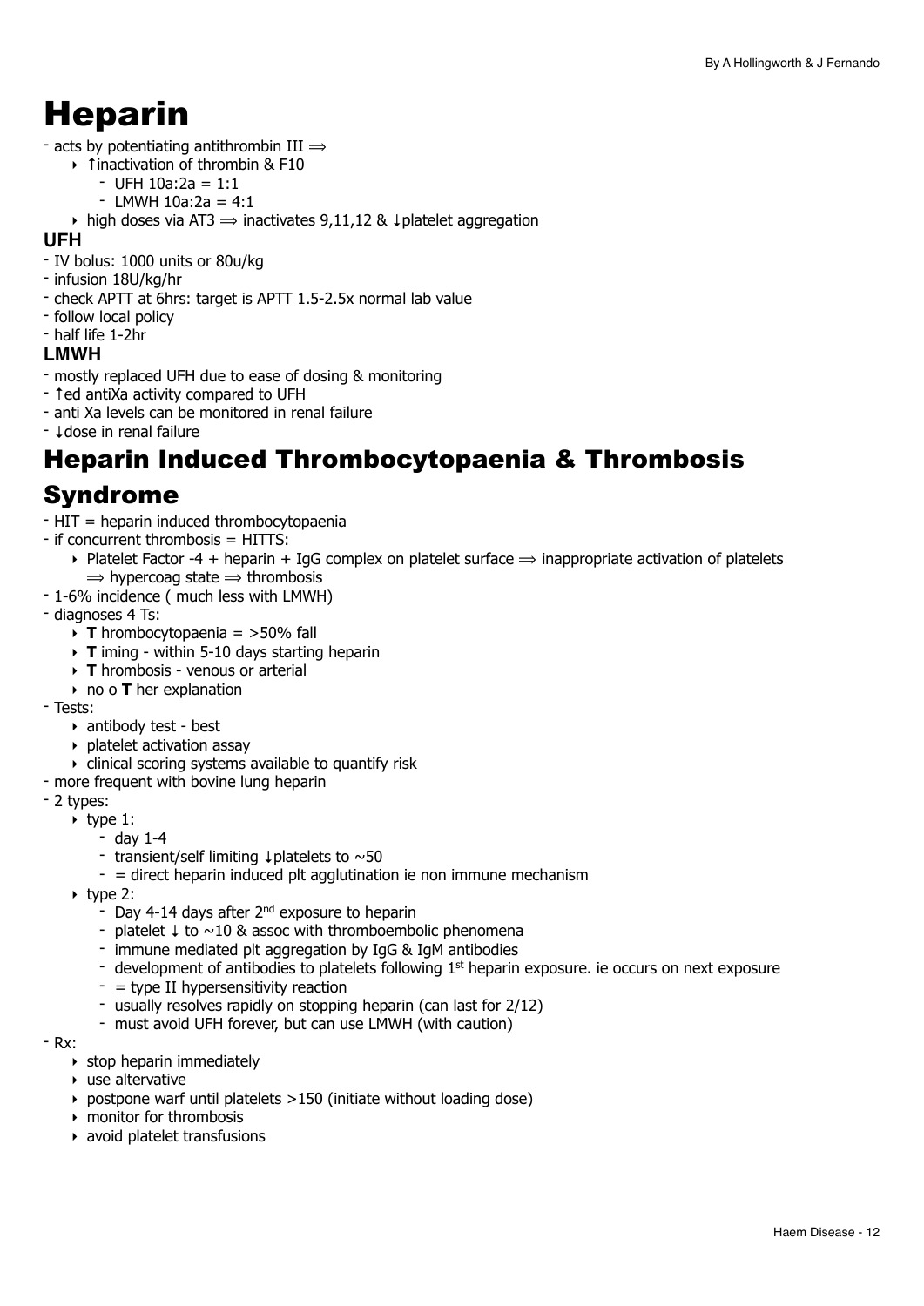# Heparin

- acts by potentiating antithrombin III ⟹
  - ↑inactivation of thrombin & F10
    - UFH 10a:2a = 1:1
    - LMWH 10a:2a = 4:1
  - high doses via AT3 ⟹ inactivates 9,11,12 & ↓platelet aggregation

### UFH

- IV bolus: 1000 units or 80u/kg
- infusion 18U/kg/hr
- check APTT at 6hrs: target is APTT 1.5-2.5x normal lab value
- follow local policy
- half life 1-2hr

### LMWH

- mostly replaced UFH due to ease of dosing & monitoring
- ↑ed antiXa activity compared to UFH
- anti Xa levels can be monitored in renal failure
- ↓dose in renal failure

## Heparin Induced Thrombocytopaenia & Thrombosis Syndrome

- HIT = heparin induced thrombocytopaenia
- if concurrent thrombosis = HITTS:
  - Platelet Factor -4 + heparin + IgG complex on platelet surface ⟹ inappropriate activation of platelets ⟹ hypercoag state ⟹ thrombosis
- 1-6% incidence ( much less with LMWH)
- diagnoses 4 Ts:
  - **T** hrombocytopaenia = >50% fall
  - **T** iming - within 5-10 days starting heparin
  - **T** hrombosis - venous or arterial
  - no o **T** her explanation
- Tests:
  - antibody test - best
  - platelet activation assay
  - clinical scoring systems available to quantify risk
- more frequent with bovine lung heparin
- 2 types:
  - type 1:
    - day 1-4
    - transient/self limiting ↓platelets to ~50
    - = direct heparin induced plt agglutination ie non immune mechanism
  - type 2:
    - Day 4-14 days after 2nd exposure to heparin
    - platelet ↓ to ~10 & assoc with thromboembolic phenomena
    - immune mediated plt aggregation by IgG & IgM antibodies
    - development of antibodies to platelets following 1st heparin exposure. ie occurs on next exposure
    - = type II hypersensitivity reaction
    - usually resolves rapidly on stopping heparin (can last for 2/12)
    - must avoid UFH forever, but can use LMWH (with caution)
- Rx:
  - stop heparin immediately
  - use altervative
  - postpone warf until platelets >150 (initiate without loading dose)
  - monitor for thrombosis
  - avoid platelet transfusions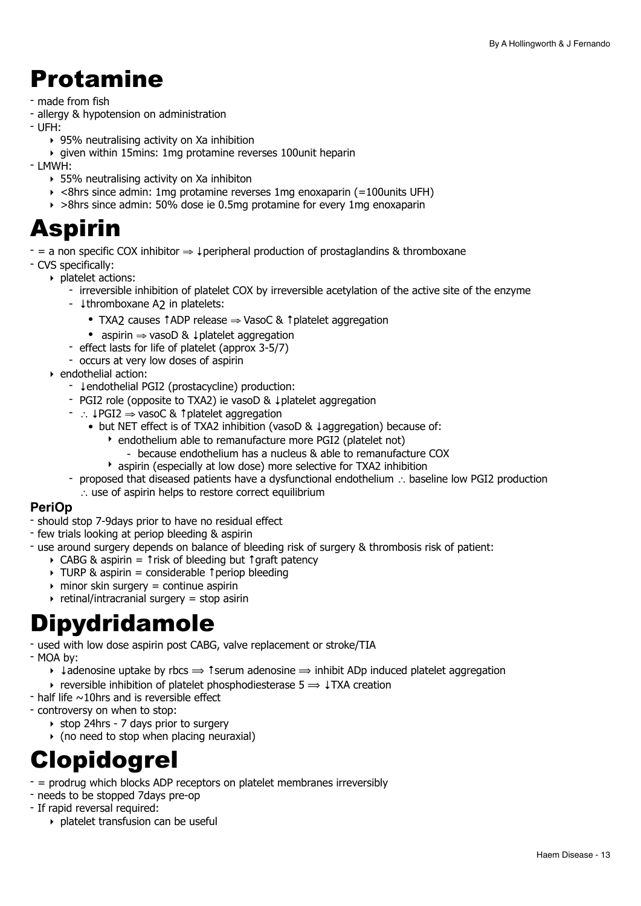# Protamine

- made from fish
- allergy & hypotension on administration
- UFH:
  - 95% neutralising activity on Xa inhibition
  - given within 15mins: 1mg protamine reverses 100unit heparin
- LMWH:
  - 55% neutralising activity on Xa inhibiton
  - <8hrs since admin: 1mg protamine reverses 1mg enoxaparin (=100units UFH)
  - >8hrs since admin: 50% dose ie 0.5mg protamine for every 1mg enoxaparin

# Aspirin

- = a non specific COX inhibitor ⇒ ↓peripheral production of prostaglandins & thromboxane
- CVS specifically:
  - platelet actions:
    - irreversible inhibition of platelet COX by irreversible acetylation of the active site of the enzyme
    - ↓thromboxane $A_2$ in platelets:
      - TXA2 causes ↑ADP release ⇒ VasoC & ↑platelet aggregation
      - aspirin ⇒ vasoD & ↓platelet aggregation
    - effect lasts for life of platelet (approx 3-5/7)
    - occurs at very low doses of aspirin
  - endothelial action:
    - ↓endothelial PGI2 (prostacycline) production:
    - PGI2 role (opposite to TXA2) ie vasoD & ↓platelet aggregation
    - ∴ ↓PGI2 ⇒ vasoC & ↑platelet aggregation
      - but NET effect is of TXA2 inhibition (vasoD & ↓aggregation) because of:
        - endothelium able to remanufacture more PGI2 (platelet not)
          - because endothelium has a nucleus & able to remanufacture COX
        - aspirin (especially at low dose) more selective for TXA2 inhibition
    - proposed that diseased patients have a dysfunctional endothelium ∴ baseline low PGI2 production
      ∴ use of aspirin helps to restore correct equilibrium

### PeriOp

- should stop 7-9days prior to have no residual effect
- few trials looking at periop bleeding & aspirin
- use around surgery depends on balance of bleeding risk of surgery & thrombosis risk of patient:
  - CABG & aspirin = ↑risk of bleeding but ↑graft patency
  - TURP & aspirin = considerable ↑periop bleeding
  - minor skin surgery = continue aspirin
  - retinal/intracranial surgery = stop asirin

# Dipydridamole

- used with low dose aspirin post CABG, valve replacement or stroke/TIA
- MOA by:
  - ↓adenosine uptake by rbcs ⟹ ↑serum adenosine ⟹ inhibit ADp induced platelet aggregation
  - reversible inhibition of platelet phosphodiesterase 5 ⟹ ↓TXA creation
- half life ~10hrs and is reversible effect
- controversy on when to stop:
  - stop 24hrs - 7 days prior to surgery
  - (no need to stop when placing neuraxial)

# Clopidogrel

- = prodrug which blocks ADP receptors on platelet membranes irreversibly
- needs to be stopped 7days pre-op
- If rapid reversal required:
  - platelet transfusion can be useful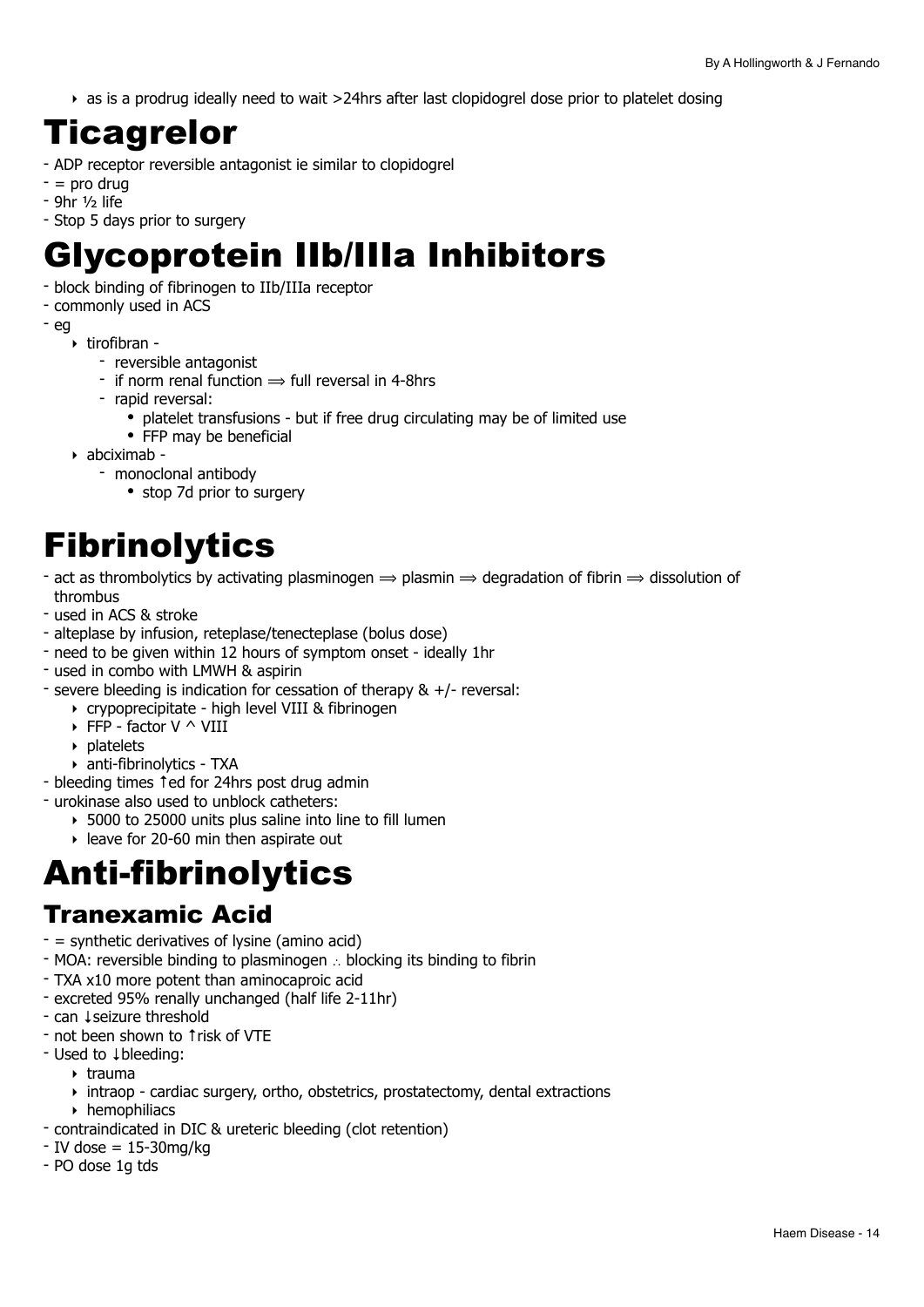- as is a prodrug ideally need to wait >24hrs after last clopidogrel dose prior to platelet dosing

# Ticagrelor

- ADP receptor reversible antagonist ie similar to clopidogrel
- = pro drug
- 9hr ½ life
- Stop 5 days prior to surgery

# Glycoprotein IIb/IIIa Inhibitors

- block binding of fibrinogen to IIb/IIIa receptor
- commonly used in ACS
- eg
  - tirofibran -
    - reversible antagonist
    - if norm renal function ⟹ full reversal in 4-8hrs
    - rapid reversal:
      - platelet transfusions - but if free drug circulating may be of limited use
      - FFP may be beneficial
  - abciximab -
    - monoclonal antibody
      - stop 7d prior to surgery

# Fibrinolytics

- act as thrombolytics by activating plasminogen ⟹ plasmin ⟹ degradation of fibrin ⟹ dissolution of thrombus
- used in ACS & stroke
- alteplase by infusion, reteplase/tenecteplase (bolus dose)
- need to be given within 12 hours of symptom onset - ideally 1hr
- used in combo with LMWH & aspirin
- severe bleeding is indication for cessation of therapy & +/- reversal:
  - crypoprecipitate - high level VIII & fibrinogen
  - FFP - factor V ^ VIII
  - platelets
  - anti-fibrinolytics - TXA
- bleeding times ↑ed for 24hrs post drug admin
- urokinase also used to unblock catheters:
  - 5000 to 25000 units plus saline into line to fill lumen
  - leave for 20-60 min then aspirate out

# Anti-fibrinolytics

## Tranexamic Acid

- = synthetic derivatives of lysine (amino acid)
- MOA: reversible binding to plasminogen ∴ blocking its binding to fibrin
- TXA x10 more potent than aminocaproic acid
- excreted 95% renally unchanged (half life 2-11hr)
- can ↓seizure threshold
- not been shown to ↑risk of VTE
- Used to ↓bleeding:
  - trauma
  - intraop - cardiac surgery, ortho, obstetrics, prostatectomy, dental extractions
  - hemophiliacs
- contraindicated in DIC & ureteric bleeding (clot retention)
- IV dose = 15-30mg/kg
- PO dose 1g tds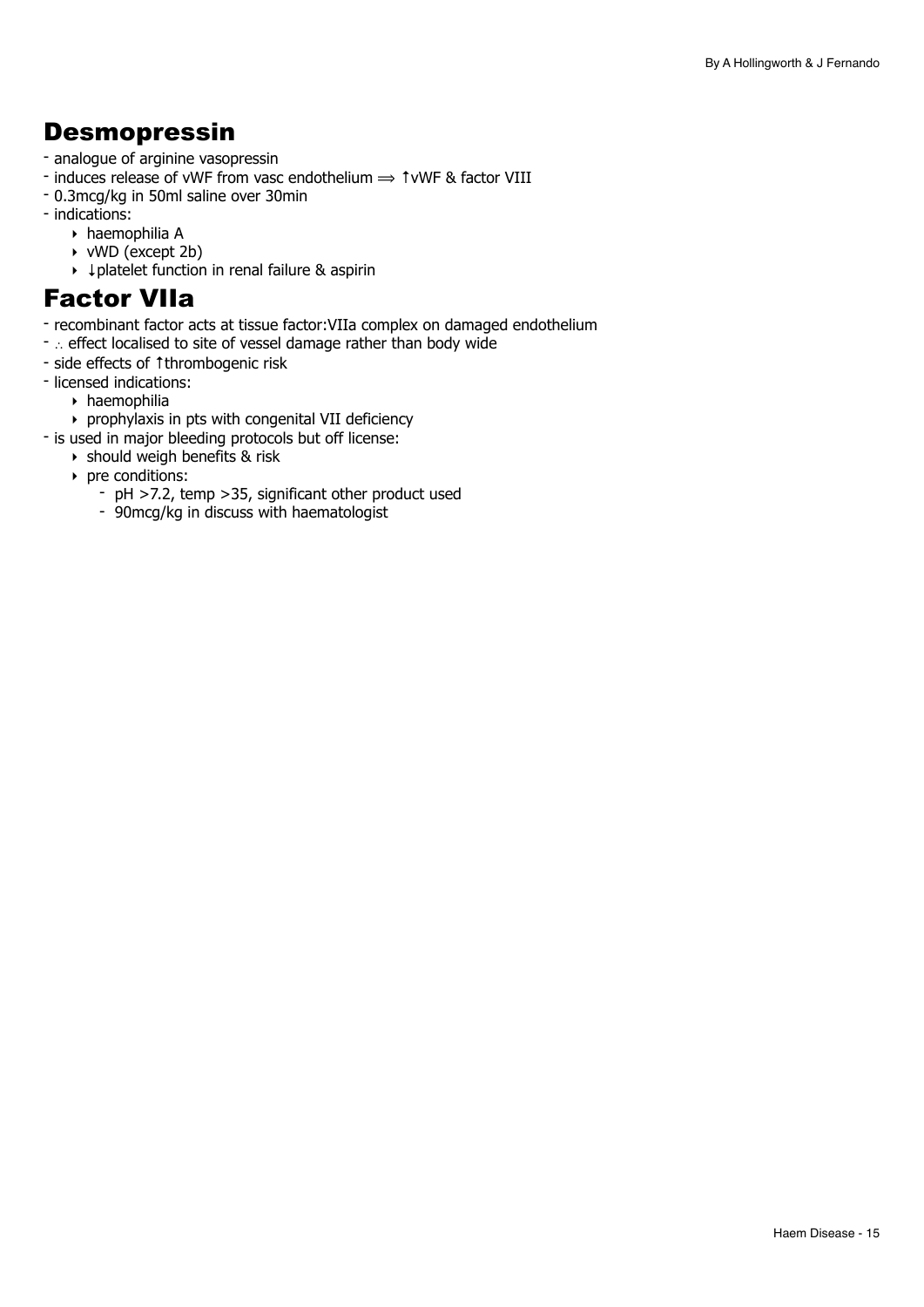# Desmopressin

- analogue of arginine vasopressin
- induces release of vWF from vasc endothelium ⟹ ↑vWF & factor VIII
- 0.3mcg/kg in 50ml saline over 30min
- indications:
    - haemophilia A
    - vWD (except 2b)
    - ↓platelet function in renal failure & aspirin

# Factor VIIa

- recombinant factor acts at tissue factor:VIIa complex on damaged endothelium
- ∴ effect localised to site of vessel damage rather than body wide
- side effects of ↑thrombogenic risk
- licensed indications:
    - haemophilia
    - prophylaxis in pts with congenital VII deficiency
- is used in major bleeding protocols but off license:
    - should weigh benefits & risk
    - pre conditions:
        - pH >7.2, temp >35, significant other product used
        - 90mcg/kg in discuss with haematologist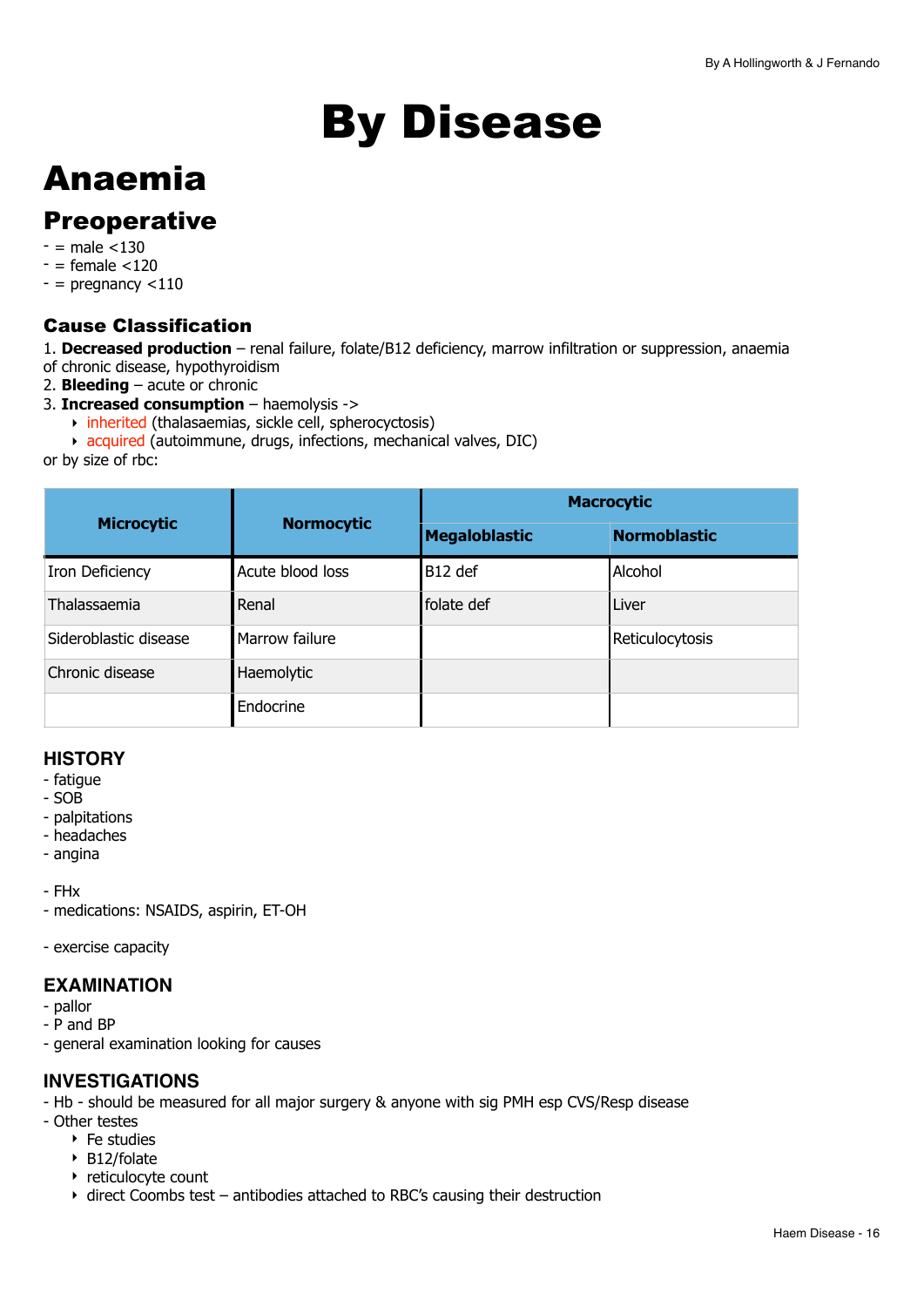# By Disease

# Anaemia

## Preoperative

- = male <130
- = female <120
- = pregnancy <110

### Cause Classification

1. **Decreased production** – renal failure, folate/B12 deficiency, marrow infiltration or suppression, anaemia of chronic disease, hypothyroidism
2. **Bleeding** – acute or chronic
3. **Increased consumption** – haemolysis ->
    - inherited (thalasaemias, sickle cell, spherocytosis)
    - acquired (autoimmune, drugs, infections, mechanical valves, DIC)

or by size of rbc:

| Microcytic | Normocytic | Macrocytic | |
|---|---|---|---|
| | | **Megaloblastic** | **Normoblastic** |
| Iron Deficiency | Acute blood loss | B12 def | Alcohol |
| Thalassaemia | Renal | folate def | Liver |
| Sideroblastic disease | Marrow failure | | Reticulocytosis |
| Chronic disease | Haemolytic | | |
| | Endocrine | | |

### HISTORY

- fatigue
- SOB
- palpitations
- headaches
- angina

- FHx
- medications: NSAIDS, aspirin, ET-OH

- exercise capacity

### EXAMINATION

- pallor
- P and BP
- general examination looking for causes

### INVESTIGATIONS

- Hb - should be measured for all major surgery & anyone with sig PMH esp CVS/Resp disease
- Other testes
    - Fe studies
    - B12/folate
    - reticulocyte count
    - direct Coombs test – antibodies attached to RBC's causing their destruction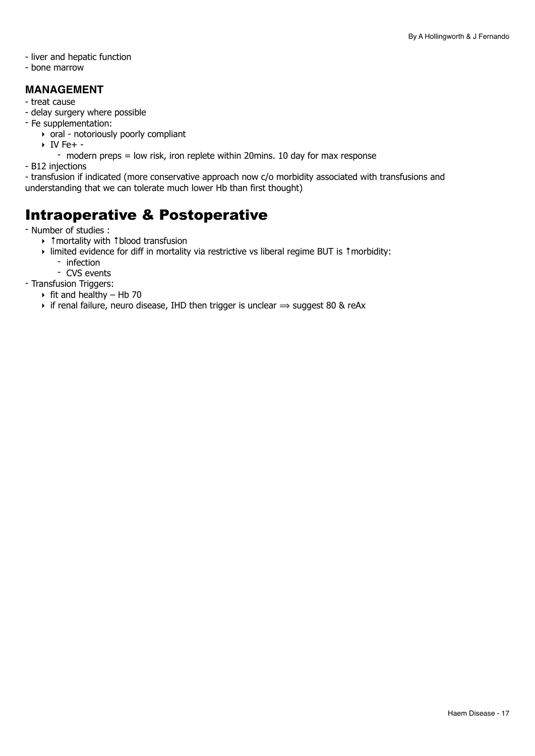- liver and hepatic function
- bone marrow

### MANAGEMENT

- treat cause
- delay surgery where possible
- Fe supplementation:
  - oral - notoriously poorly compliant
  - IV Fe+ -
    - modern preps = low risk, iron replete within 20mins. 10 day for max response
- B12 injections
- transfusion if indicated (more conservative approach now c/o morbidity associated with transfusions and understanding that we can tolerate much lower Hb than first thought)

# Intraoperative & Postoperative

- Number of studies :
  - ↑mortality with ↑blood transfusion
  - limited evidence for diff in mortality via restrictive vs liberal regime BUT is ↑morbidity:
    - infection
    - CVS events
- Transfusion Triggers:
  - fit and healthy – Hb 70
  - if renal failure, neuro disease, IHD then trigger is unclear ⟹ suggest 80 & reAx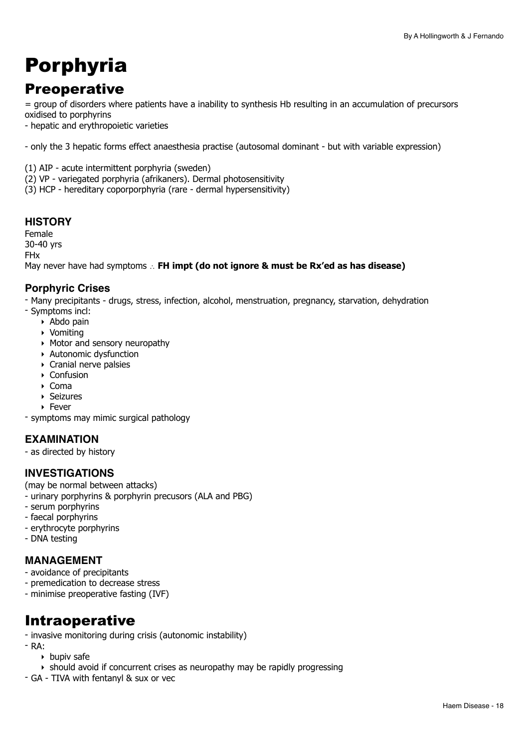# Porphyria

## Preoperative

= group of disorders where patients have a inability to synthesis Hb resulting in an accumulation of precursors oxidised to porphyrins

- hepatic and erythropoietic varieties

- only the 3 hepatic forms effect anaesthesia practise (autosomal dominant - but with variable expression)

(1) AIP - acute intermittent porphyria (sweden)
(2) VP - variegated porphyria (afrikaners). Dermal photosensitivity
(3) HCP - hereditary coporporphyria (rare - dermal hypersensitivity)

### HISTORY

Female
30-40 yrs
FHx
May never have had symptoms ∴ **FH impt (do not ignore & must be Rx'ed as has disease)**

### Porphyric Crises

- Many precipitants - drugs, stress, infection, alcohol, menstruation, pregnancy, starvation, dehydration
- Symptoms incl:
  - Abdo pain
  - Vomiting
  - Motor and sensory neuropathy
  - Autonomic dysfunction
  - Cranial nerve palsies
  - Confusion
  - Coma
  - Seizures
  - Fever
- symptoms may mimic surgical pathology

### EXAMINATION

- as directed by history

### INVESTIGATIONS

(may be normal between attacks)

- urinary porphyrins & porphyrin precusors (ALA and PBG)
- serum porphyrins
- faecal porphyrins
- erythrocyte porphyrins
- DNA testing

### MANAGEMENT

- avoidance of precipitants
- premedication to decrease stress
- minimise preoperative fasting (IVF)

## Intraoperative

- invasive monitoring during crisis (autonomic instability)
- RA:
  - bupiv safe
  - should avoid if concurrent crises as neuropathy may be rapidly progressing
- GA - TIVA with fentanyl & sux or vec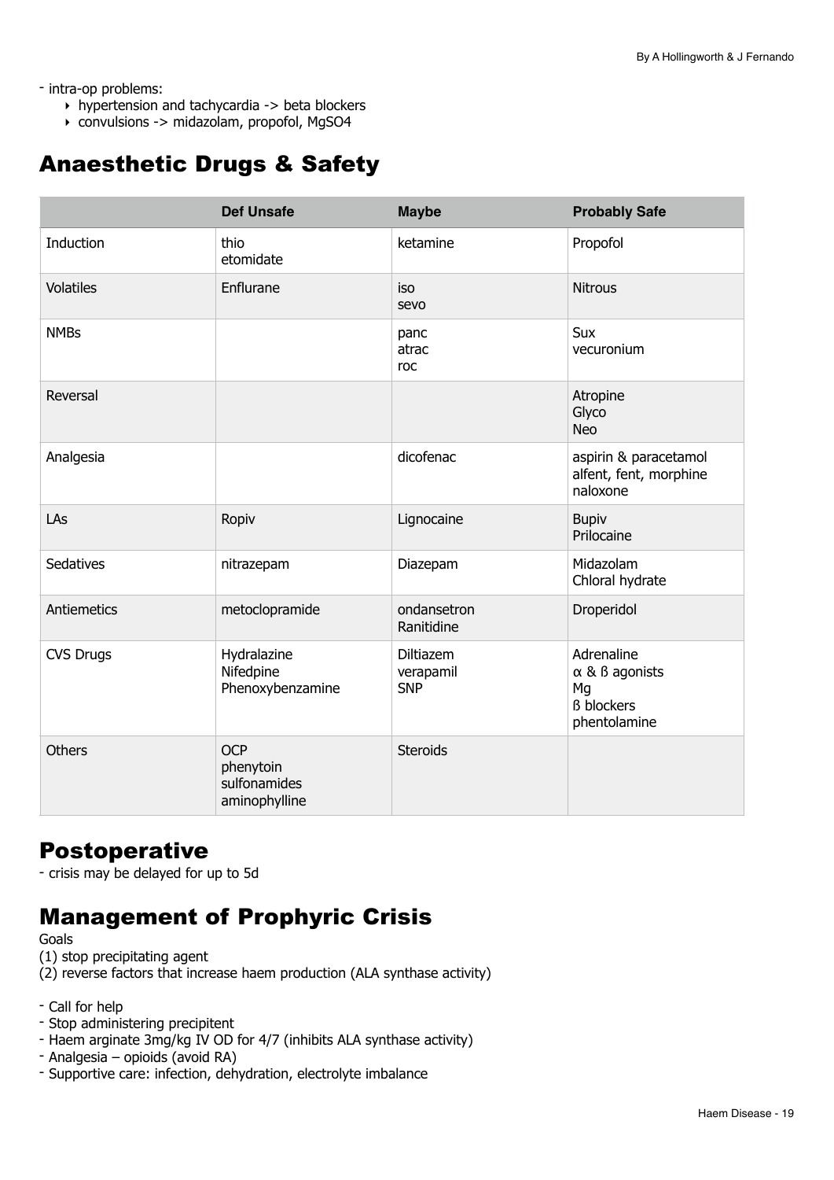- intra-op problems:
    - hypertension and tachycardia -> beta blockers
    - convulsions -> midazolam, propofol, MgSO4

## Anaesthetic Drugs & Safety

| | Def Unsafe | Maybe | Probably Safe |
|---|---|---|---|
| Induction | thio<br>etomidate | ketamine | Propofol |
| Volatiles | Enflurane | iso<br>sevo | Nitrous |
| NMBs | | panc<br>atrac<br>roc | Sux<br>vecuronium |
| Reversal | | | Atropine<br>Glyco<br>Neo |
| Analgesia | | dicofenac | aspirin & paracetamol<br>alfent, fent, morphine<br>naloxone |
| LAs | Ropiv | Lignocaine | Bupiv<br>Prilocaine |
| Sedatives | nitrazepam | Diazepam | Midazolam<br>Chloral hydrate |
| Antiemetics | metoclopramide | ondansetron<br>Ranitidine | Droperidol |
| CVS Drugs | Hydralazine<br>Nifedpine<br>Phenoxybenzamine | Diltiazem<br>verapamil<br>SNP | Adrenaline<br>α & ß agonists<br>Mg<br>ß blockers<br>phentolamine |
| Others | OCP<br>phenytoin<br>sulfonamides<br>aminophylline | Steroids | |

## Postoperative

- crisis may be delayed for up to 5d

## Management of Prophyric Crisis

Goals

(1) stop precipitating agent

(2) reverse factors that increase haem production (ALA synthase activity)

- Call for help
- Stop administering precipitent
- Haem arginate 3mg/kg IV OD for 4/7 (inhibits ALA synthase activity)
- Analgesia – opioids (avoid RA)
- Supportive care: infection, dehydration, electrolyte imbalance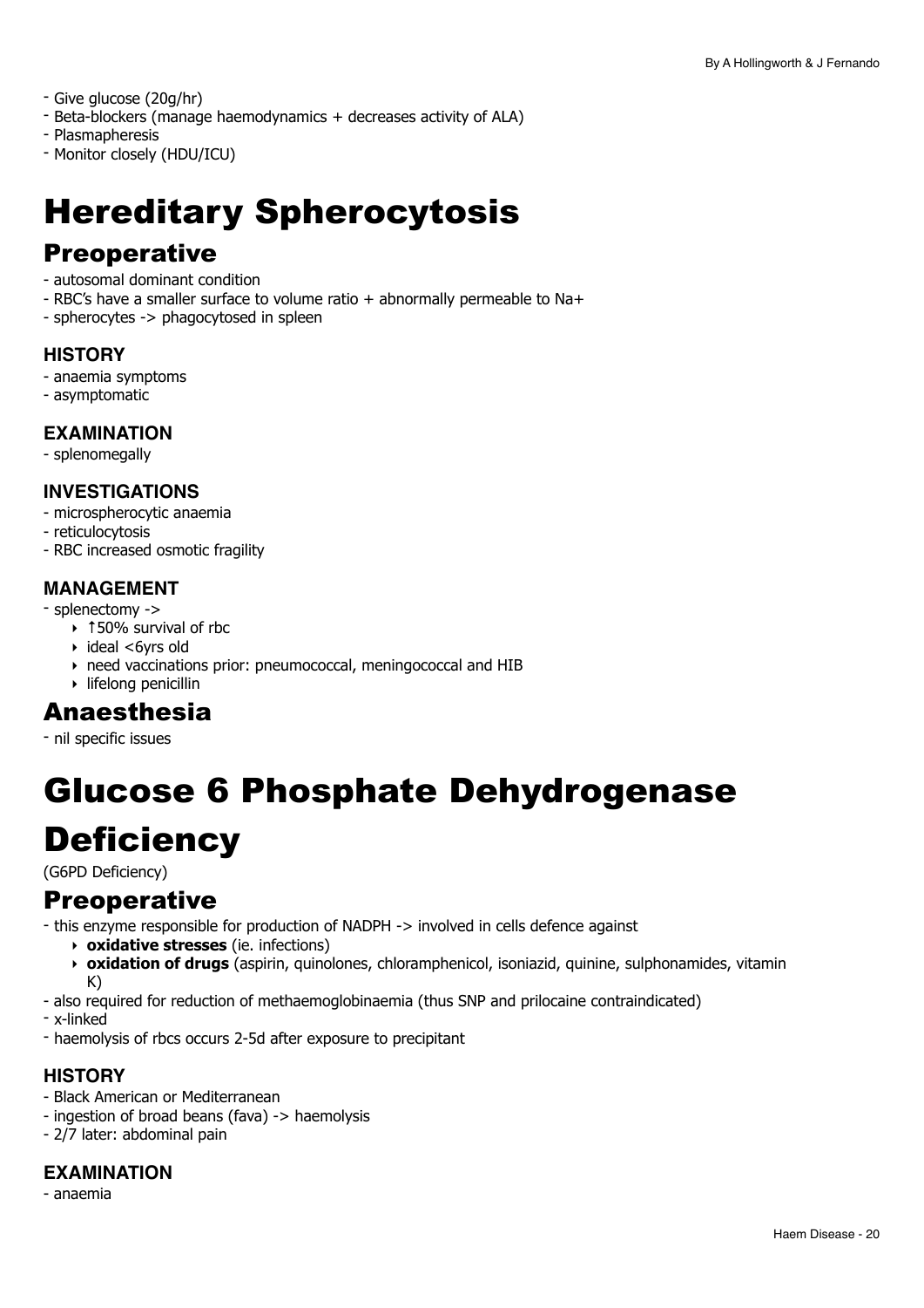- Give glucose (20g/hr)
- Beta-blockers (manage haemodynamics + decreases activity of ALA)
- Plasmapheresis
- Monitor closely (HDU/ICU)

# Hereditary Spherocytosis

## Preoperative

- autosomal dominant condition
- RBC's have a smaller surface to volume ratio + abnormally permeable to $Na^+$
- spherocytes -> phagocytosed in spleen

### HISTORY

- anaemia symptoms
- asymptomatic

### EXAMINATION

- splenomegally

### INVESTIGATIONS

- microspherocytic anaemia
- reticulocytosis
- RBC increased osmotic fragility

### MANAGEMENT

- splenectomy ->
    - ↑50% survival of rbc
    - ideal <6yrs old
    - need vaccinations prior: pneumococcal, meningococcal and HIB
    - lifelong penicillin

## Anaesthesia

- nil specific issues

# Glucose 6 Phosphate Dehydrogenase Deficiency

(G6PD Deficiency)

## Preoperative

- this enzyme responsible for production of NADPH -> involved in cells defence against
    - **oxidative stresses** (ie. infections)
    - **oxidation of drugs** (aspirin, quinolones, chloramphenicol, isoniazid, quinine, sulphonamides, vitamin K)
- also required for reduction of methaemoglobinaemia (thus SNP and prilocaine contraindicated)
- x-linked
- haemolysis of rbcs occurs 2-5d after exposure to precipitant

### HISTORY

- Black American or Mediterranean
- ingestion of broad beans (fava) -> haemolysis
- 2/7 later: abdominal pain

### EXAMINATION

- anaemia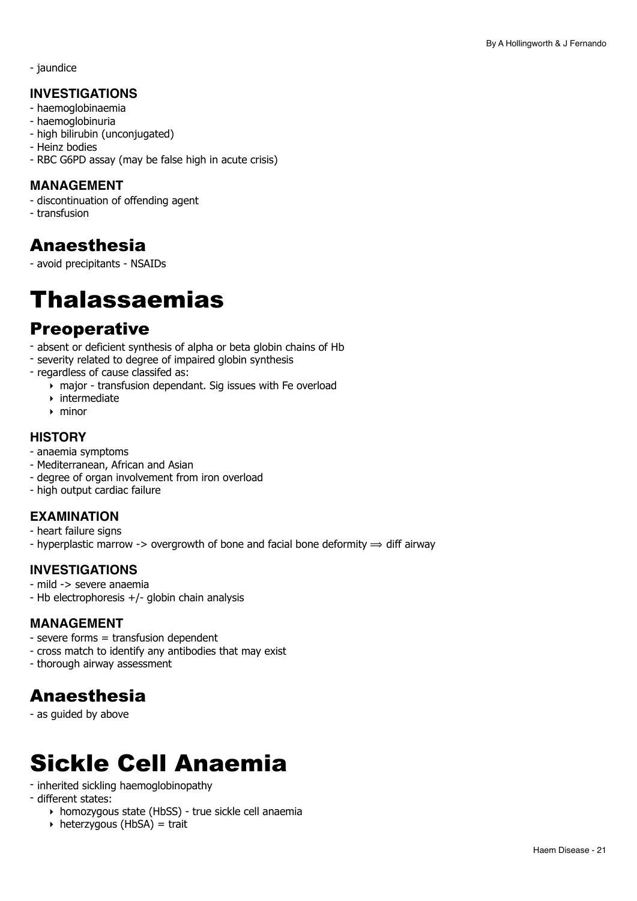- jaundice

### INVESTIGATIONS

- haemoglobinaemia
- haemoglobinuria
- high bilirubin (unconjugated)
- Heinz bodies
- RBC G6PD assay (may be false high in acute crisis)

### MANAGEMENT

- discontinuation of offending agent
- transfusion

## Anaesthesia

- avoid precipitants - NSAIDs

# Thalassaemias

## Preoperative

- absent or deficient synthesis of alpha or beta globin chains of Hb
- severity related to degree of impaired globin synthesis
- regardless of cause classifed as:
    - major - transfusion dependant. Sig issues with Fe overload
    - intermediate
    - minor

### HISTORY

- anaemia symptoms
- Mediterranean, African and Asian
- degree of organ involvement from iron overload
- high output cardiac failure

### EXAMINATION

- heart failure signs
- hyperplastic marrow -> overgrowth of bone and facial bone deformity ⟹ diff airway

### INVESTIGATIONS

- mild -> severe anaemia
- Hb electrophoresis +/- globin chain analysis

### MANAGEMENT

- severe forms = transfusion dependent
- cross match to identify any antibodies that may exist
- thorough airway assessment

## Anaesthesia

- as guided by above

# Sickle Cell Anaemia

- inherited sickling haemoglobinopathy
- different states:
    - homozygous state (HbSS) - true sickle cell anaemia
    - heterzygous (HbSA) = trait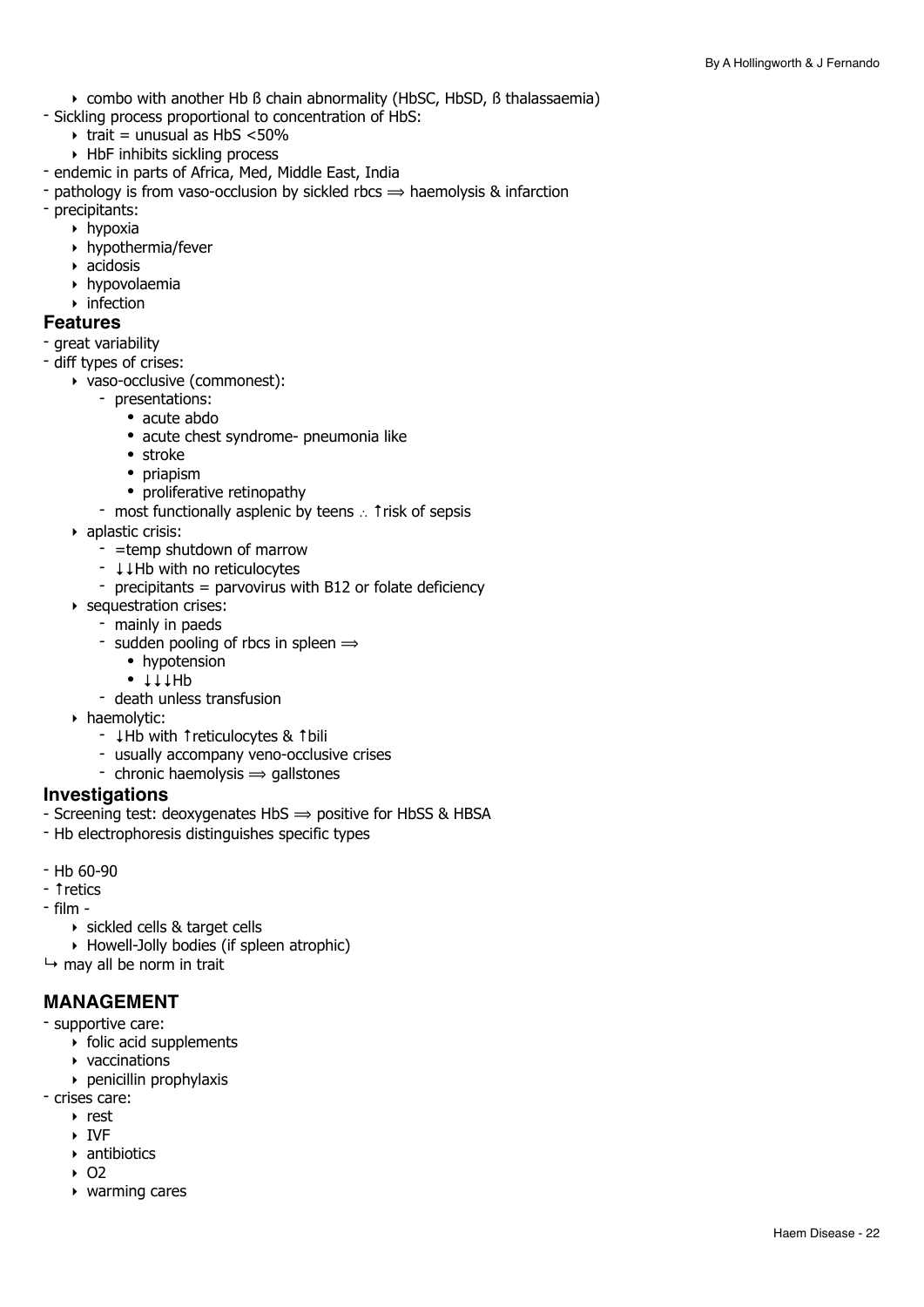- combo with another Hb ß chain abnormality (HbSC, HbSD, ß thalassaemia)
- Sickling process proportional to concentration of HbS:
  - trait = unusual as HbS <50%
  - HbF inhibits sickling process
- endemic in parts of Africa, Med, Middle East, India
- pathology is from vaso-occlusion by sickled rbcs ⟹ haemolysis & infarction
- precipitants:
  - hypoxia
  - hypothermia/fever
  - acidosis
  - hypovolaemia
  - infection

### Features

- great variability
- diff types of crises:
  - vaso-occlusive (commonest):
    - presentations:
      - acute abdo
      - acute chest syndrome- pneumonia like
      - stroke
      - priapism
      - proliferative retinopathy
    - most functionally asplenic by teens ∴ ↑risk of sepsis
  - aplastic crisis:
    - =temp shutdown of marrow
    - ↓↓Hb with no reticulocytes
    - precipitants = parvovirus with B12 or folate deficiency
  - sequestration crises:
    - mainly in paeds
    - sudden pooling of rbcs in spleen ⟹
      - hypotension
      - ↓↓↓Hb
    - death unless transfusion
  - haemolytic:
    - ↓Hb with ↑reticulocytes & ↑bili
    - usually accompany veno-occlusive crises
    - chronic haemolysis ⟹ gallstones

### Investigations

- Screening test: deoxygenates HbS ⟹ positive for HbSS & HBSA
- Hb electrophoresis distinguishes specific types

- Hb 60-90
- ↑retics
- film -
  - sickled cells & target cells
  - Howell-Jolly bodies (if spleen atrophic)

↳ may all be norm in trait

## MANAGEMENT

- supportive care:
  - folic acid supplements
  - vaccinations
  - penicillin prophylaxis
- crises care:
  - rest
  - IVF
  - antibiotics
  - O2
  - warming cares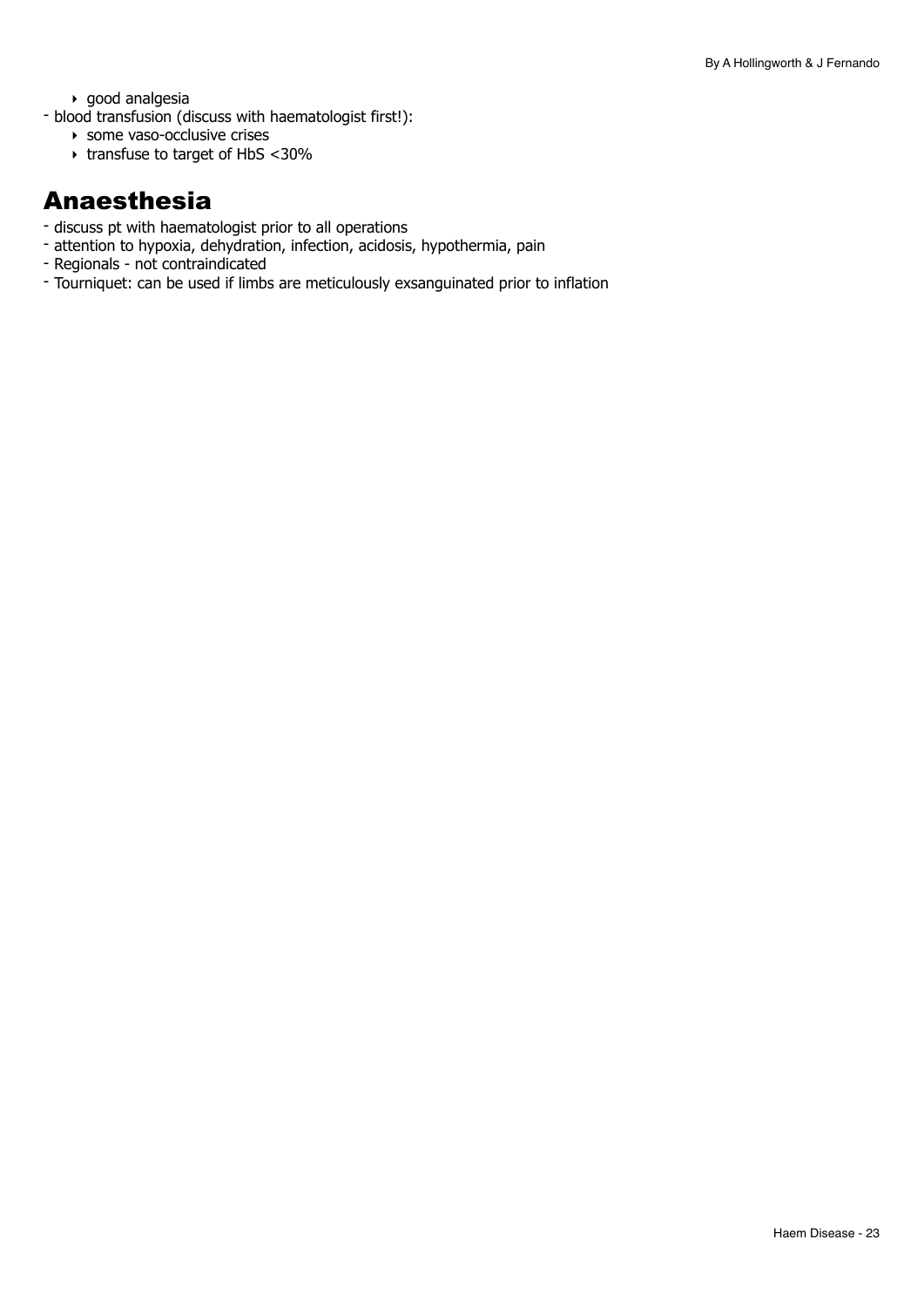- good analgesia
- blood transfusion (discuss with haematologist first!):
    - some vaso-occlusive crises
    - transfuse to target of HbS <30%

## Anaesthesia

- discuss pt with haematologist prior to all operations
- attention to hypoxia, dehydration, infection, acidosis, hypothermia, pain
- Regionals - not contraindicated
- Tourniquet: can be used if limbs are meticulously exsanguinated prior to inflation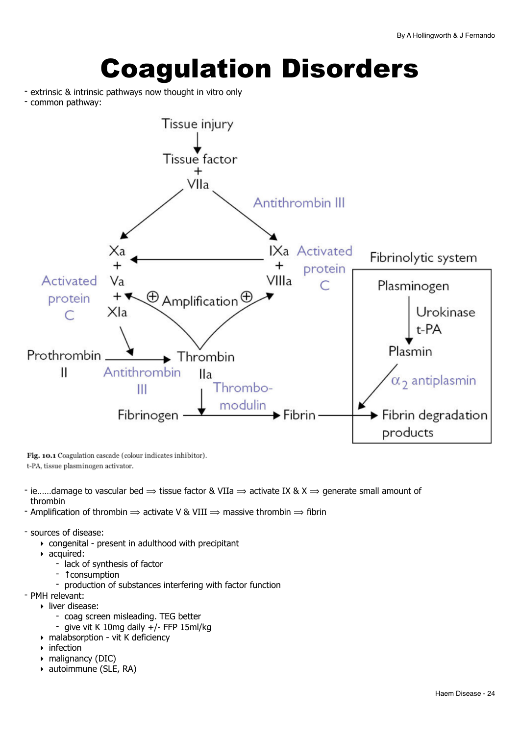# Coagulation Disorders

- extrinsic & intrinsic pathways now thought in vitro only
- common pathway:

Fig. 10.1 Coagulation cascade (colour indicates inhibitor).
t-PA, tissue plasminogen activator.

- ie……damage to vascular bed ⟹ tissue factor & VIIa ⟹ activate IX & X ⟹ generate small amount of thrombin
- Amplification of thrombin ⟹ activate V & VIII ⟹ massive thrombin ⟹ fibrin

- sources of disease:
  - congenital - present in adulthood with precipitant
  - acquired:
    - lack of synthesis of factor
    - ↑consumption
    - production of substances interfering with factor function
- PMH relevant:
  - liver disease:
    - coag screen misleading. TEG better
    - give vit K 10mg daily +/- FFP 15ml/kg
  - malabsorption - vit K deficiency
  - infection
  - malignancy (DIC)
  - autoimmune (SLE, RA)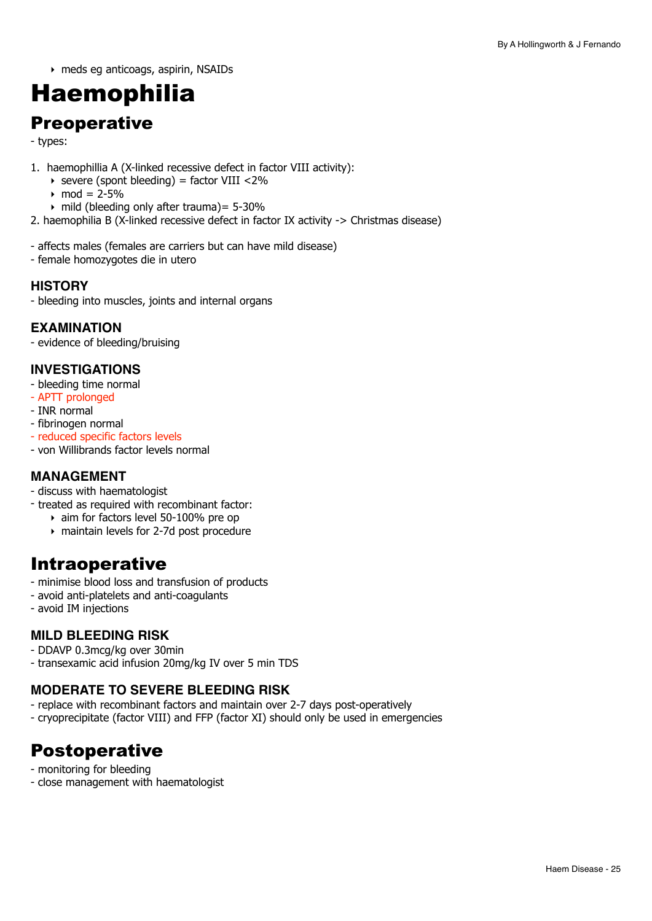- meds eg anticoags, aspirin, NSAIDs

# Haemophilia

## Preoperative

- types:

1. haemophillia A (X-linked recessive defect in factor VIII activity):
    - severe (spont bleeding) = factor VIII <2%
    - mod = 2-5%
    - mild (bleeding only after trauma)= 5-30%
2. haemophilia B (X-linked recessive defect in factor IX activity -> Christmas disease)

- affects males (females are carriers but can have mild disease)
- female homozygotes die in utero

### HISTORY

- bleeding into muscles, joints and internal organs

### EXAMINATION

- evidence of bleeding/bruising

### INVESTIGATIONS

- bleeding time normal
- APTT prolonged
- INR normal
- fibrinogen normal
- reduced specific factors levels
- von Willibrands factor levels normal

### MANAGEMENT

- discuss with haematologist
- treated as required with recombinant factor:
    - aim for factors level 50-100% pre op
    - maintain levels for 2-7d post procedure

## Intraoperative

- minimise blood loss and transfusion of products
- avoid anti-platelets and anti-coagulants
- avoid IM injections

### MILD BLEEDING RISK

- DDAVP 0.3mcg/kg over 30min
- transexamic acid infusion 20mg/kg IV over 5 min TDS

### MODERATE TO SEVERE BLEEDING RISK

- replace with recombinant factors and maintain over 2-7 days post-operatively
- cryoprecipitate (factor VIII) and FFP (factor XI) should only be used in emergencies

## Postoperative

- monitoring for bleeding
- close management with haematologist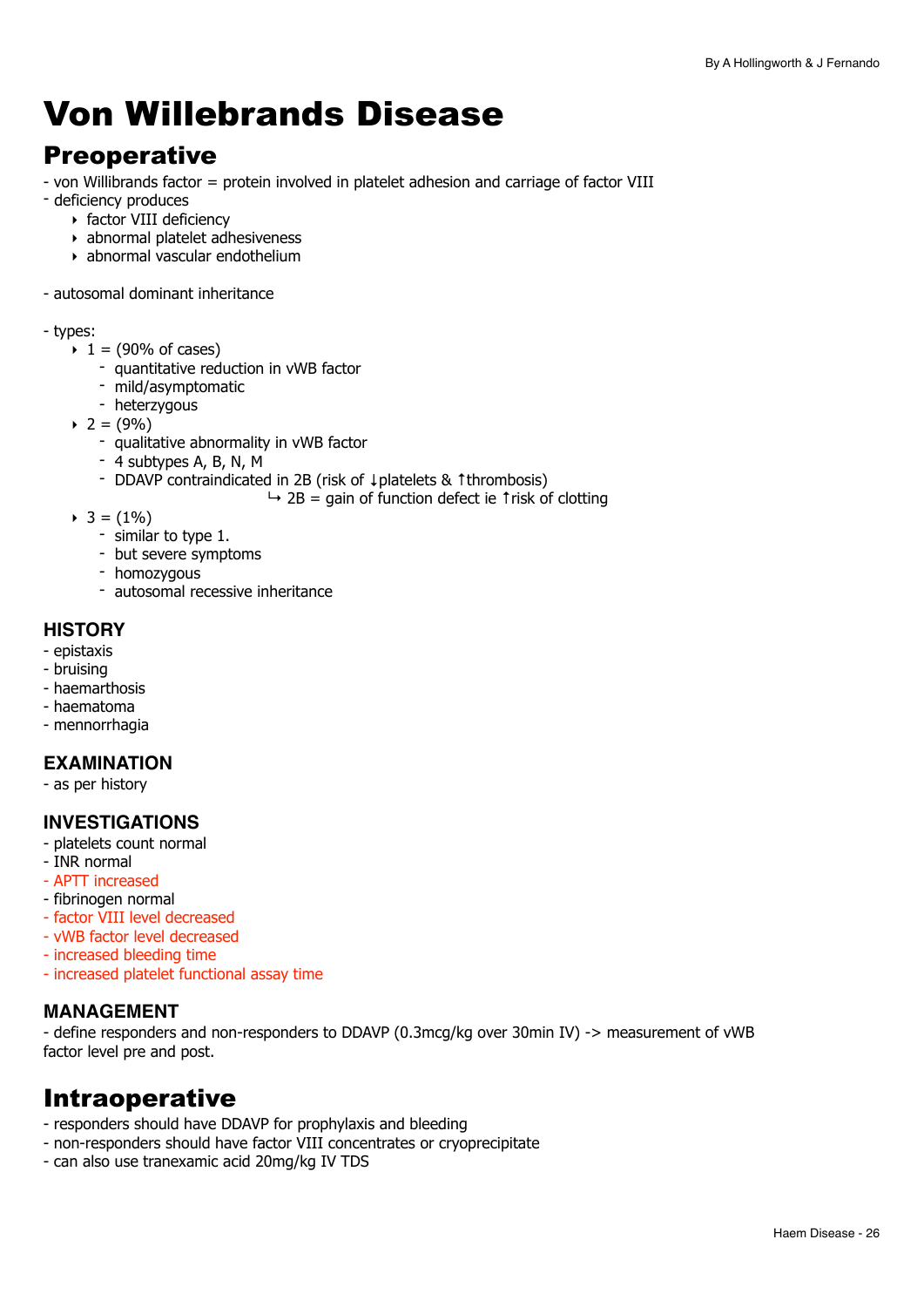# Von Willebrands Disease

## Preoperative

- von Willibrands factor = protein involved in platelet adhesion and carriage of factor VIII
- deficiency produces
  - factor VIII deficiency
  - abnormal platelet adhesiveness
  - abnormal vascular endothelium

- autosomal dominant inheritance

- types:
  - 1 = (90% of cases)
    - quantitative reduction in vWB factor
    - mild/asymptomatic
    - heterzygous
  - 2 = (9%)
    - qualitative abnormality in vWB factor
    - 4 subtypes A, B, N, M
    - DDAVP contraindicated in 2B (risk of ↓platelets & ↑thrombosis)
      - ↳ 2B = gain of function defect ie ↑risk of clotting
  - 3 = (1%)
    - similar to type 1.
    - but severe symptoms
    - homozygous
    - autosomal recessive inheritance

### HISTORY

- epistaxis
- bruising
- haemarthosis
- haematoma
- mennorrhagia

### EXAMINATION

- as per history

### INVESTIGATIONS

- platelets count normal
- INR normal
- APTT increased
- fibrinogen normal
- factor VIII level decreased
- vWB factor level decreased
- increased bleeding time
- increased platelet functional assay time

### MANAGEMENT

- define responders and non-responders to DDAVP (0.3mcg/kg over 30min IV) -> measurement of vWB factor level pre and post.

## Intraoperative

- responders should have DDAVP for prophylaxis and bleeding
- non-responders should have factor VIII concentrates or cryoprecipitate
- can also use tranexamic acid 20mg/kg IV TDS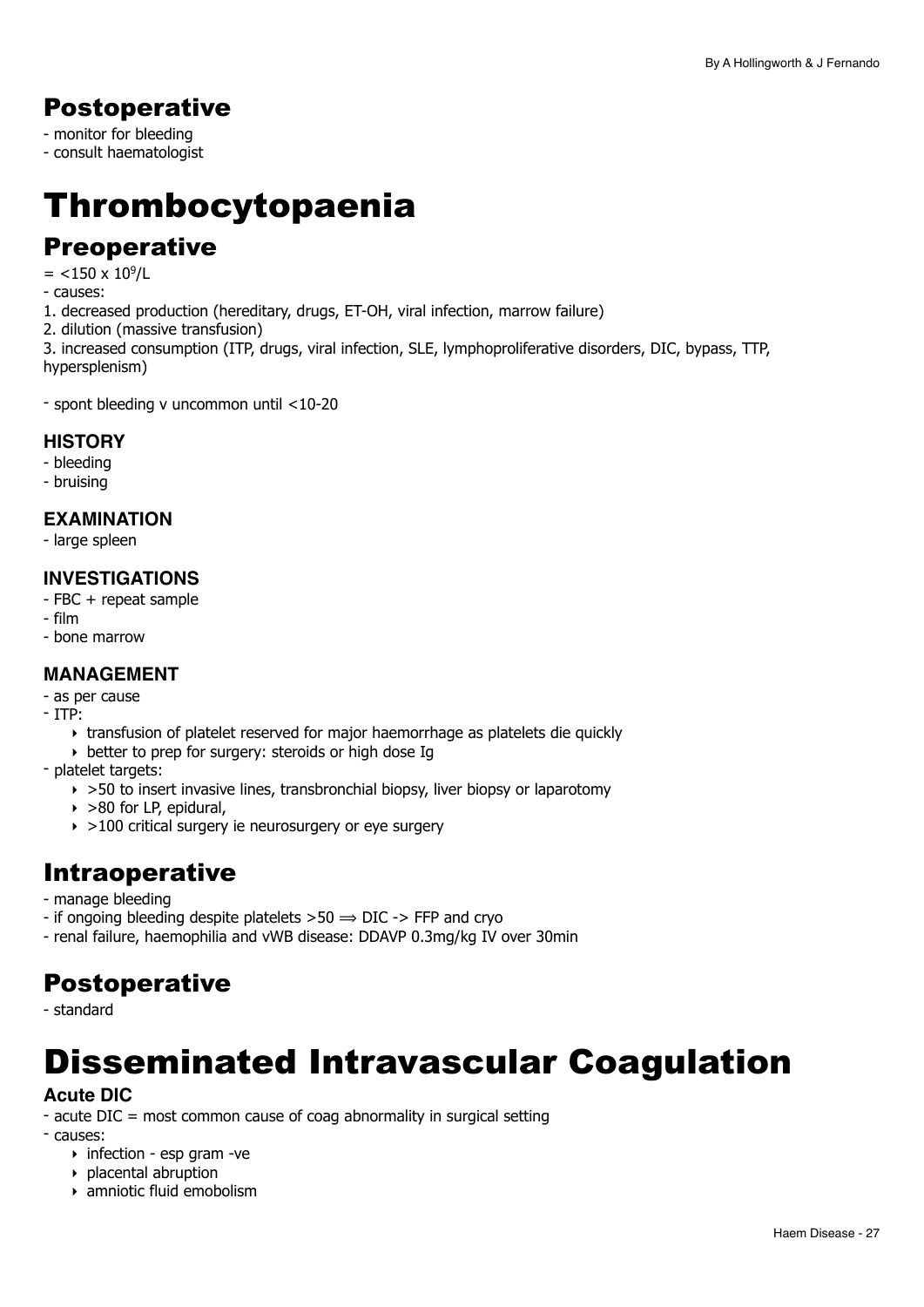## Postoperative

- monitor for bleeding
- consult haematologist

# Thrombocytopaenia

## Preoperative

= <150 x $10^9$/L
- causes:
1. decreased production (hereditary, drugs, ET-OH, viral infection, marrow failure)
2. dilution (massive transfusion)
3. increased consumption (ITP, drugs, viral infection, SLE, lymphoproliferative disorders, DIC, bypass, TTP, hypersplenism)

- spont bleeding v uncommon until <10-20

### HISTORY

- bleeding
- bruising

### EXAMINATION

- large spleen

### INVESTIGATIONS

- FBC + repeat sample
- film
- bone marrow

### MANAGEMENT

- as per cause
- ITP:
    - transfusion of platelet reserved for major haemorrhage as platelets die quickly
    - better to prep for surgery: steroids or high dose Ig
- platelet targets:
    - >50 to insert invasive lines, transbronchial biopsy, liver biopsy or laparotomy
    - >80 for LP, epidural,
    - >100 critical surgery ie neurosurgery or eye surgery

## Intraoperative

- manage bleeding
- if ongoing bleeding despite platelets >50 ⟹ DIC -> FFP and cryo
- renal failure, haemophilia and vWB disease: DDAVP 0.3mg/kg IV over 30min

## Postoperative

- standard

# Disseminated Intravascular Coagulation

### Acute DIC

- acute DIC = most common cause of coag abnormality in surgical setting
- causes:
    - infection - esp gram -ve
    - placental abruption
    - amniotic fluid emobolism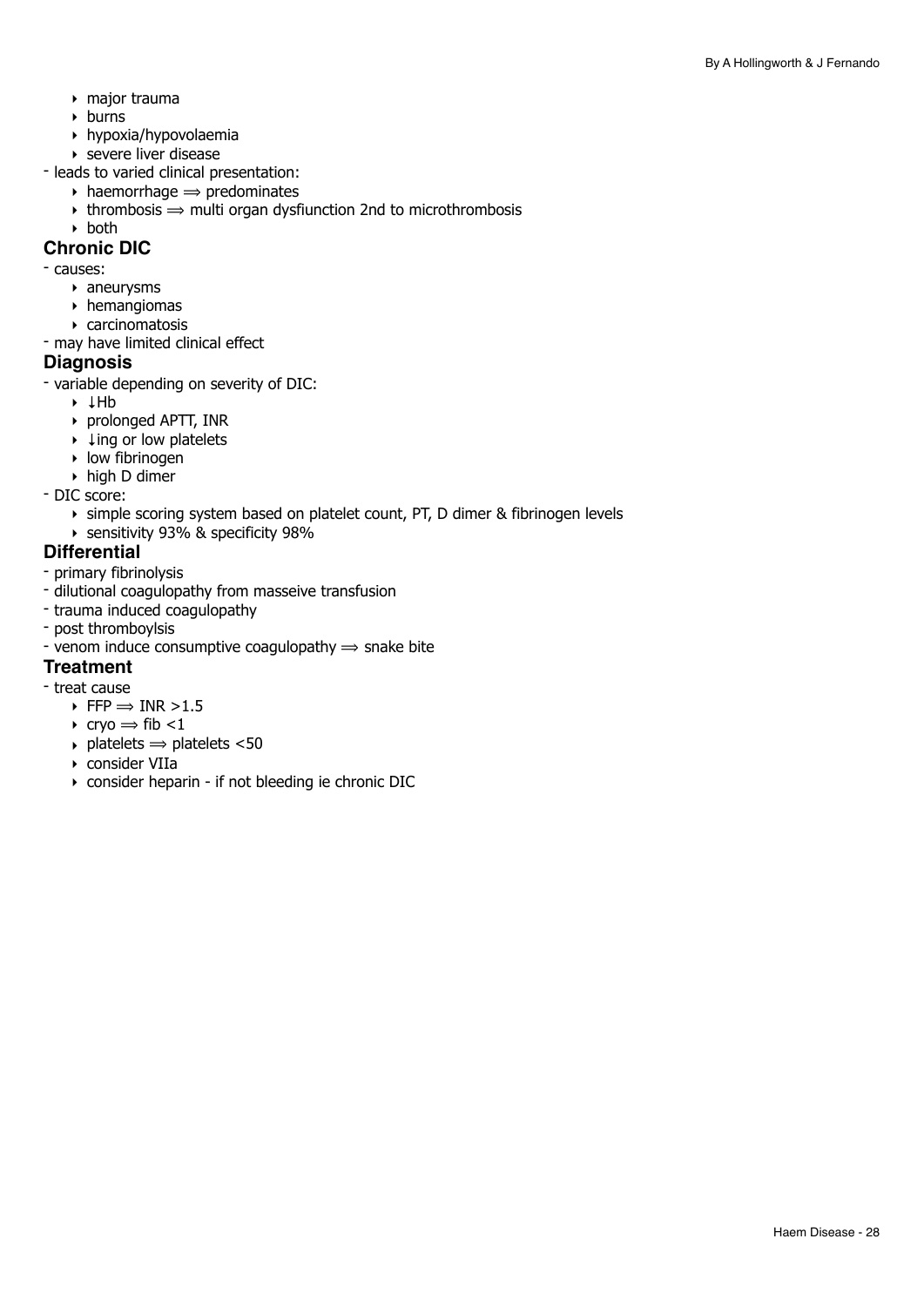- major trauma
- burns
- hypoxia/hypovolaemia
- severe liver disease

- leads to varied clinical presentation:
  - haemorrhage ⟹ predominates
  - thrombosis ⟹ multi organ dysfiunction 2nd to microthrombosis
  - both

### Chronic DIC

- causes:
  - aneurysms
  - hemangiomas
  - carcinomatosis
- may have limited clinical effect

### Diagnosis

- variable depending on severity of DIC:
  - ↓Hb
  - prolonged APTT, INR
  - ↓ing or low platelets
  - low fibrinogen
  - high D dimer
- DIC score:
  - simple scoring system based on platelet count, PT, D dimer & fibrinogen levels
  - sensitivity 93% & specificity 98%

### Differential

- primary fibrinolysis
- dilutional coagulopathy from masseive transfusion
- trauma induced coagulopathy
- post thromboylsis
- venom induce consumptive coagulopathy ⟹ snake bite

### Treatment

- treat cause
  - FFP ⟹ INR >1.5
  - cryo ⟹ fib <1
  - platelets ⟹ platelets <50
  - consider VIIa
  - consider heparin - if not bleeding ie chronic DIC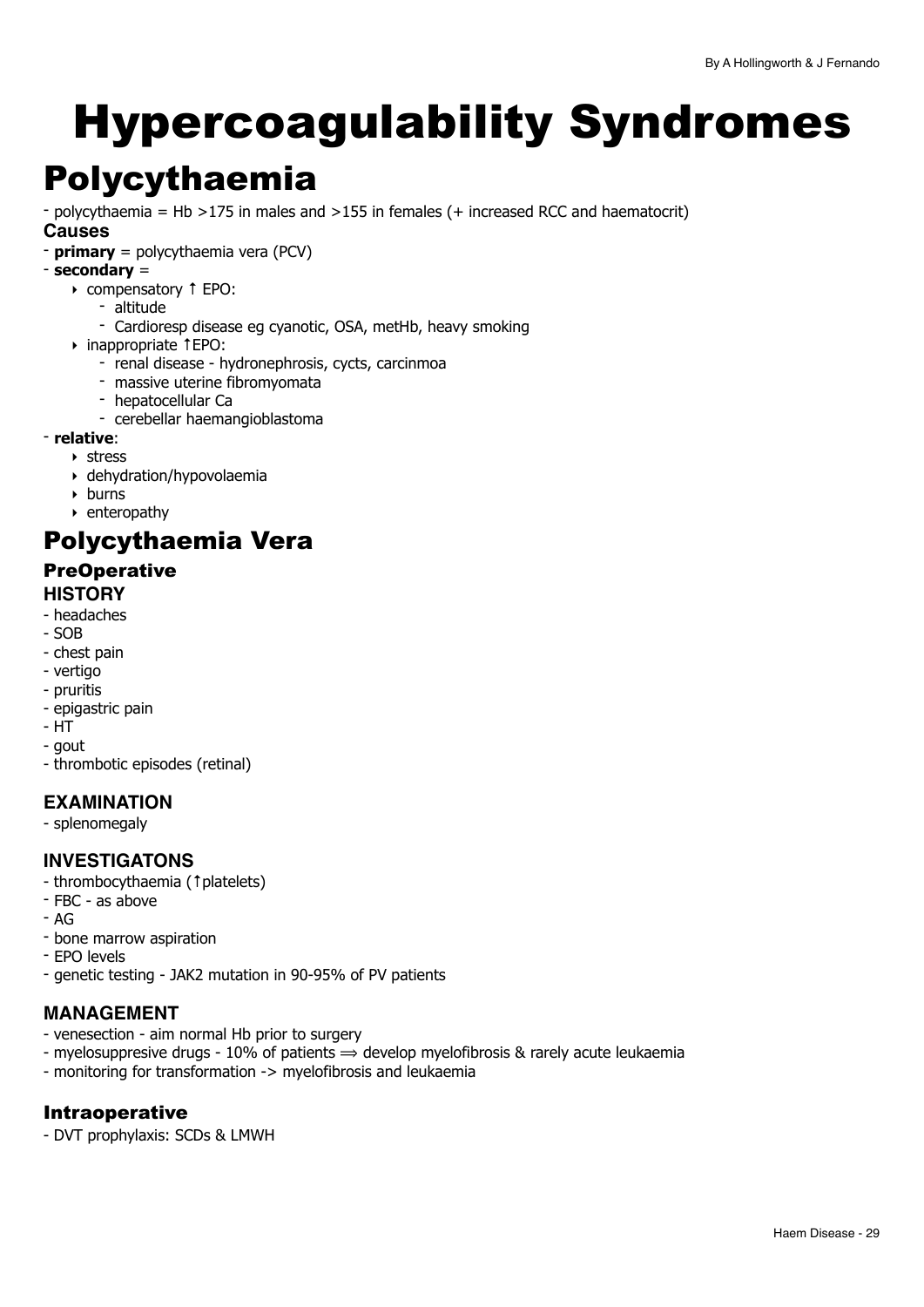# Hypercoagulability Syndromes

## Polycythaemia

- polycythaemia = Hb >175 in males and >155 in females (+ increased RCC and haematocrit)

**Causes**

- **primary** = polycythaemia vera (PCV)
- **secondary** =
    - compensatory ↑ EPO:
        - altitude
        - Cardioresp disease eg cyanotic, OSA, metHb, heavy smoking
    - inappropriate ↑EPO:
        - renal disease - hydronephrosis, cycts, carcinmoa
        - massive uterine fibromyomata
        - hepatocellular Ca
        - cerebellar haemangioblastoma
- **relative**:
    - stress
    - dehydration/hypovolaemia
    - burns
    - enteropathy

## Polycythaemia Vera

### PreOperative

#### HISTORY

- headaches
- SOB
- chest pain
- vertigo
- pruritis
- epigastric pain
- HT
- gout
- thrombotic episodes (retinal)

#### EXAMINATION

- splenomegaly

#### INVESTIGATONS

- thrombocythaemia (↑platelets)
- FBC - as above
- AG
- bone marrow aspiration
- EPO levels
- genetic testing - JAK2 mutation in 90-95% of PV patients

#### MANAGEMENT

- venesection - aim normal Hb prior to surgery
- myelosuppresive drugs - 10% of patients ⟹ develop myelofibrosis & rarely acute leukaemia
- monitoring for transformation -> myelofibrosis and leukaemia

### Intraoperative

- DVT prophylaxis: SCDs & LMWH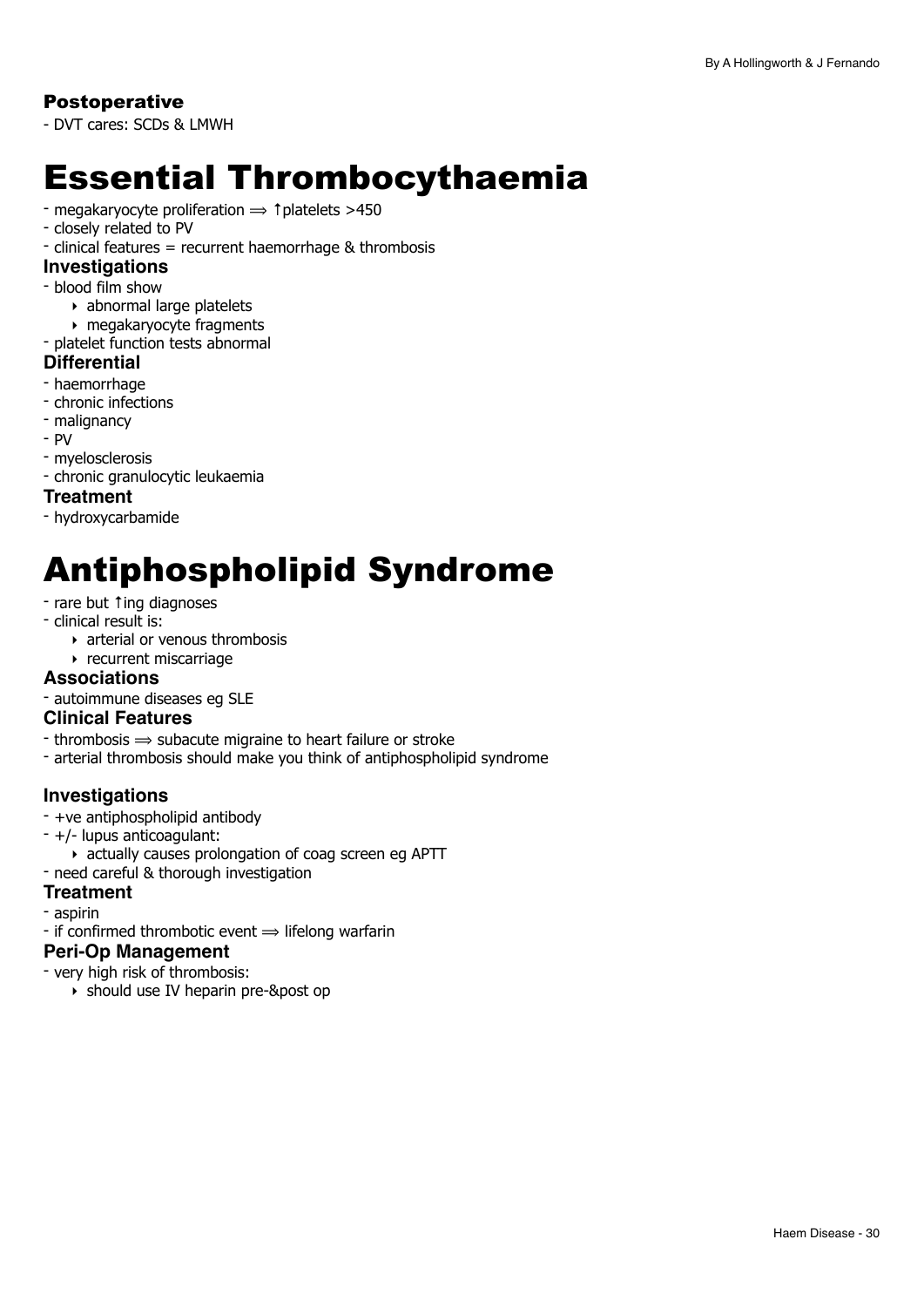#### Postoperative

- DVT cares: SCDs & LMWH

# Essential Thrombocythaemia

- megakaryocyte proliferation ⟹ ↑platelets >450
- closely related to PV
- clinical features = recurrent haemorrhage & thrombosis

### Investigations

- blood film show
  - abnormal large platelets
  - megakaryocyte fragments
- platelet function tests abnormal

### Differential

- haemorrhage
- chronic infections
- malignancy
- PV
- myelosclerosis
- chronic granulocytic leukaemia

### Treatment

- hydroxycarbamide

# Antiphospholipid Syndrome

- rare but ↑ing diagnoses
- clinical result is:
  - arterial or venous thrombosis
  - recurrent miscarriage

### Associations

- autoimmune diseases eg SLE

### Clinical Features

- thrombosis ⟹ subacute migraine to heart failure or stroke
- arterial thrombosis should make you think of antiphospholipid syndrome

### Investigations

- +ve antiphospholipid antibody
- +/- lupus anticoagulant:
  - actually causes prolongation of coag screen eg APTT
- need careful & thorough investigation

### Treatment

- aspirin
- if confirmed thrombotic event ⟹ lifelong warfarin

### Peri-Op Management

- very high risk of thrombosis:
  - should use IV heparin pre-&post op